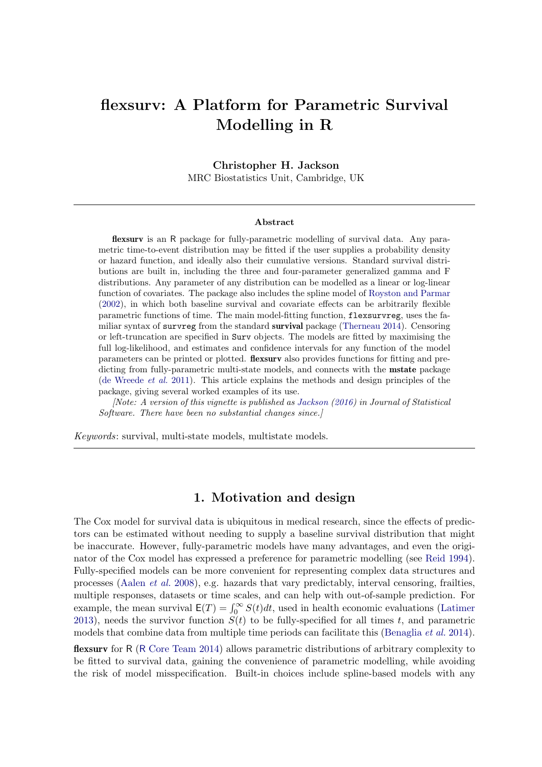# flexsurv: A Platform for Parametric Survival Modelling in R

**Christopher H. Jackson**
MRC Biostatistics Unit, Cambridge, UK

## Abstract

**flexsurv** is an R package for fully-parametric modelling of survival data. Any parametric time-to-event distribution may be fitted if the user supplies a probability density or hazard function, and ideally also their cumulative versions. Standard survival distributions are built in, including the three and four-parameter generalized gamma and F distributions. Any parameter of any distribution can be modelled as a linear or log-linear function of covariates. The package also includes the spline model of Royston and Parmar (2002), in which both baseline survival and covariate effects can be arbitrarily flexible parametric functions of time. The main model-fitting function, `flexsurvreg`, uses the familiar syntax of `survreg` from the standard **survival** package (Therneau 2014). Censoring or left-truncation are specified in `Surv` objects. The models are fitted by maximising the full log-likelihood, and estimates and confidence intervals for any function of the model parameters can be printed or plotted. **flexsurv** also provides functions for fitting and predicting from fully-parametric multi-state models, and connects with the **mstate** package (de Wreede *et al.* 2011). This article explains the methods and design principles of the package, giving several worked examples of its use.

*[Note: A version of this vignette is published as Jackson (2016) in Journal of Statistical Software. There have been no substantial changes since.]*

*Keywords*: survival, multi-state models, multistate models.

## 1. Motivation and design

The Cox model for survival data is ubiquitous in medical research, since the effects of predictors can be estimated without needing to supply a baseline survival distribution that might be inaccurate. However, fully-parametric models have many advantages, and even the originator of the Cox model has expressed a preference for parametric modelling (see Reid 1994). Fully-specified models can be more convenient for representing complex data structures and processes (Aalen *et al.* 2008), e.g. hazards that vary predictably, interval censoring, frailties, multiple responses, datasets or time scales, and can help with out-of-sample prediction. For example, the mean survival $\mathsf{E}(T) = \int_0^\infty S(t)dt$, used in health economic evaluations (Latimer 2013), needs the survivor function $S(t)$ to be fully-specified for all times $t$, and parametric models that combine data from multiple time periods can facilitate this (Benaglia *et al.* 2014).

**flexsurv** for R (R Core Team 2014) allows parametric distributions of arbitrary complexity to be fitted to survival data, gaining the convenience of parametric modelling, while avoiding the risk of model misspecification. Built-in choices include spline-based models with any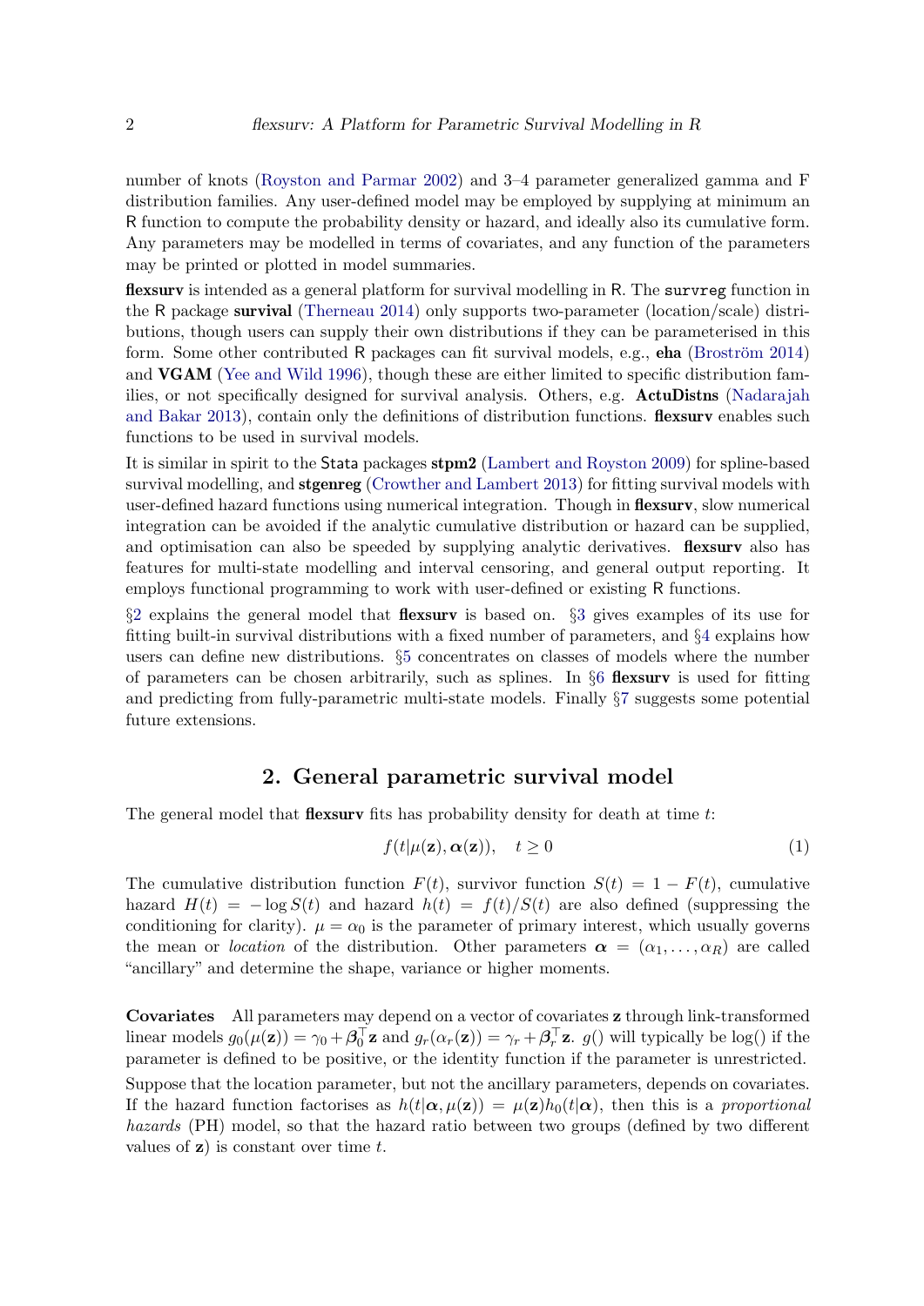number of knots (Royston and Parmar 2002) and 3–4 parameter generalized gamma and F distribution families. Any user-defined model may be employed by supplying at minimum an R function to compute the probability density or hazard, and ideally also its cumulative form. Any parameters may be modelled in terms of covariates, and any function of the parameters may be printed or plotted in model summaries.

**flexsurv** is intended as a general platform for survival modelling in R. The `survreg` function in the R package **survival** (Therneau 2014) only supports two-parameter (location/scale) distributions, though users can supply their own distributions if they can be parameterised in this form. Some other contributed R packages can fit survival models, e.g., **eha** (Broström 2014) and **VGAM** (Yee and Wild 1996), though these are either limited to specific distribution families, or not specifically designed for survival analysis. Others, e.g. **ActuDistns** (Nadarajah and Bakar 2013), contain only the definitions of distribution functions. **flexsurv** enables such functions to be used in survival models.

It is similar in spirit to the Stata packages **stpm2** (Lambert and Royston 2009) for spline-based survival modelling, and **stgenreg** (Crowther and Lambert 2013) for fitting survival models with user-defined hazard functions using numerical integration. Though in **flexsurv**, slow numerical integration can be avoided if the analytic cumulative distribution or hazard can be supplied, and optimisation can also be speeded by supplying analytic derivatives. **flexsurv** also has features for multi-state modelling and interval censoring, and general output reporting. It employs functional programming to work with user-defined or existing R functions.

§2 explains the general model that **flexsurv** is based on. §3 gives examples of its use for fitting built-in survival distributions with a fixed number of parameters, and §4 explains how users can define new distributions. §5 concentrates on classes of models where the number of parameters can be chosen arbitrarily, such as splines. In §6 **flexsurv** is used for fitting and predicting from fully-parametric multi-state models. Finally §7 suggests some potential future extensions.

## 2. General parametric survival model

The general model that **flexsurv** fits has probability density for death at time $t$:

$$f(t|\mu(\mathbf{z}), \boldsymbol{\alpha}(\mathbf{z})), \quad t \geq 0 \tag{1}$$

The cumulative distribution function $F(t)$, survivor function $S(t) = 1 - F(t)$, cumulative hazard $H(t) = -\log S(t)$ and hazard $h(t) = f(t)/S(t)$ are also defined (suppressing the conditioning for clarity). $\mu = \alpha_0$ is the parameter of primary interest, which usually governs the mean or *location* of the distribution. Other parameters $\boldsymbol{\alpha} = (\alpha_1, \ldots, \alpha_R)$ are called "ancillary" and determine the shape, variance or higher moments.

**Covariates** All parameters may depend on a vector of covariates $\mathbf{z}$ through link-transformed linear models $g_0(\mu(\mathbf{z})) = \gamma_0 + \boldsymbol{\beta}_0^\top \mathbf{z}$ and $g_r(\alpha_r(\mathbf{z})) = \gamma_r + \boldsymbol{\beta}_r^\top \mathbf{z}$. $g()$ will typically be log() if the parameter is defined to be positive, or the identity function if the parameter is unrestricted.

Suppose that the location parameter, but not the ancillary parameters, depends on covariates. If the hazard function factorises as $h(t|\boldsymbol{\alpha}, \mu(\mathbf{z})) = \mu(\mathbf{z}) h_0(t|\boldsymbol{\alpha})$, then this is a *proportional hazards* (PH) model, so that the hazard ratio between two groups (defined by two different values of $\mathbf{z}$) is constant over time $t$.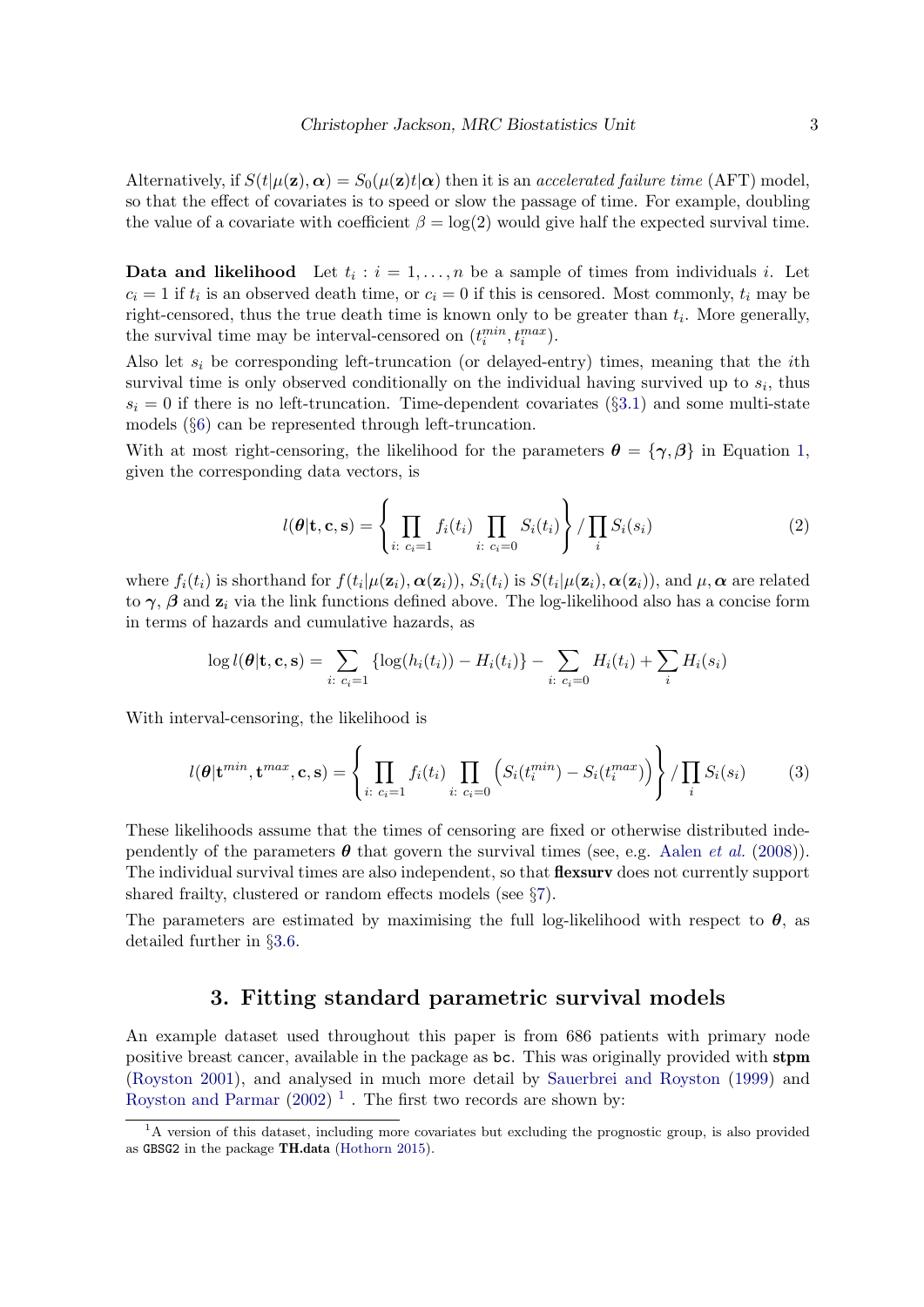Alternatively, if $S(t|\mu(\mathbf{z}), \boldsymbol{\alpha}) = S_0(\mu(\mathbf{z})t|\boldsymbol{\alpha})$ then it is an *accelerated failure time* (AFT) model, so that the effect of covariates is to speed or slow the passage of time. For example, doubling the value of a covariate with coefficient $\beta = \log(2)$ would give half the expected survival time.

**Data and likelihood** Let $t_i : i = 1, \ldots, n$ be a sample of times from individuals $i$. Let $c_i = 1$ if $t_i$ is an observed death time, or $c_i = 0$ if this is censored. Most commonly, $t_i$ may be right-censored, thus the true death time is known only to be greater than $t_i$. More generally, the survival time may be interval-censored on $(t_i^{min}, t_i^{max})$.

Also let $s_i$ be corresponding left-truncation (or delayed-entry) times, meaning that the $i$th survival time is only observed conditionally on the individual having survived up to $s_i$, thus $s_i = 0$ if there is no left-truncation. Time-dependent covariates (§3.1) and some multi-state models (§6) can be represented through left-truncation.

With at most right-censoring, the likelihood for the parameters $\boldsymbol{\theta} = \{\boldsymbol{\gamma}, \boldsymbol{\beta}\}$ in Equation 1, given the corresponding data vectors, is

$$l(\boldsymbol{\theta}|\mathbf{t}, \mathbf{c}, \mathbf{s}) = \left\{ \prod_{i:\ c_i=1} f_i(t_i) \prod_{i:\ c_i=0} S_i(t_i) \right\} / \prod_i S_i(s_i) \tag{2}$$

where $f_i(t_i)$ is shorthand for $f(t_i|\mu(\mathbf{z}_i), \boldsymbol{\alpha}(\mathbf{z}_i))$, $S_i(t_i)$ is $S(t_i|\mu(\mathbf{z}_i), \boldsymbol{\alpha}(\mathbf{z}_i))$, and $\mu, \boldsymbol{\alpha}$ are related to $\boldsymbol{\gamma}$, $\boldsymbol{\beta}$ and $\mathbf{z}_i$ via the link functions defined above. The log-likelihood also has a concise form in terms of hazards and cumulative hazards, as

$$\log l(\boldsymbol{\theta}|\mathbf{t}, \mathbf{c}, \mathbf{s}) = \sum_{i:\ c_i=1} \{\log(h_i(t_i)) - H_i(t_i)\} - \sum_{i:\ c_i=0} H_i(t_i) + \sum_i H_i(s_i)$$

With interval-censoring, the likelihood is

$$l(\boldsymbol{\theta}|\mathbf{t}^{min}, \mathbf{t}^{max}, \mathbf{c}, \mathbf{s}) = \left\{ \prod_{i:\ c_i=1} f_i(t_i) \prod_{i:\ c_i=0} \left( S_i(t_i^{min}) - S_i(t_i^{max}) \right) \right\} / \prod_i S_i(s_i) \tag{3}$$

These likelihoods assume that the times of censoring are fixed or otherwise distributed independently of the parameters $\boldsymbol{\theta}$ that govern the survival times (see, e.g. Aalen *et al.* (2008)). The individual survival times are also independent, so that **flexsurv** does not currently support shared frailty, clustered or random effects models (see §7).

The parameters are estimated by maximising the full log-likelihood with respect to $\boldsymbol{\theta}$, as detailed further in §3.6.

## 3. Fitting standard parametric survival models

An example dataset used throughout this paper is from 686 patients with primary node positive breast cancer, available in the package as `bc`. This was originally provided with **stpm** (Royston 2001), and analysed in much more detail by Sauerbrei and Royston (1999) and Royston and Parmar (2002) [1] . The first two records are shown by:

[1] A version of this dataset, including more covariates but excluding the prognostic group, is also provided as `GBSG2` in the package **TH.data** (Hothorn 2015).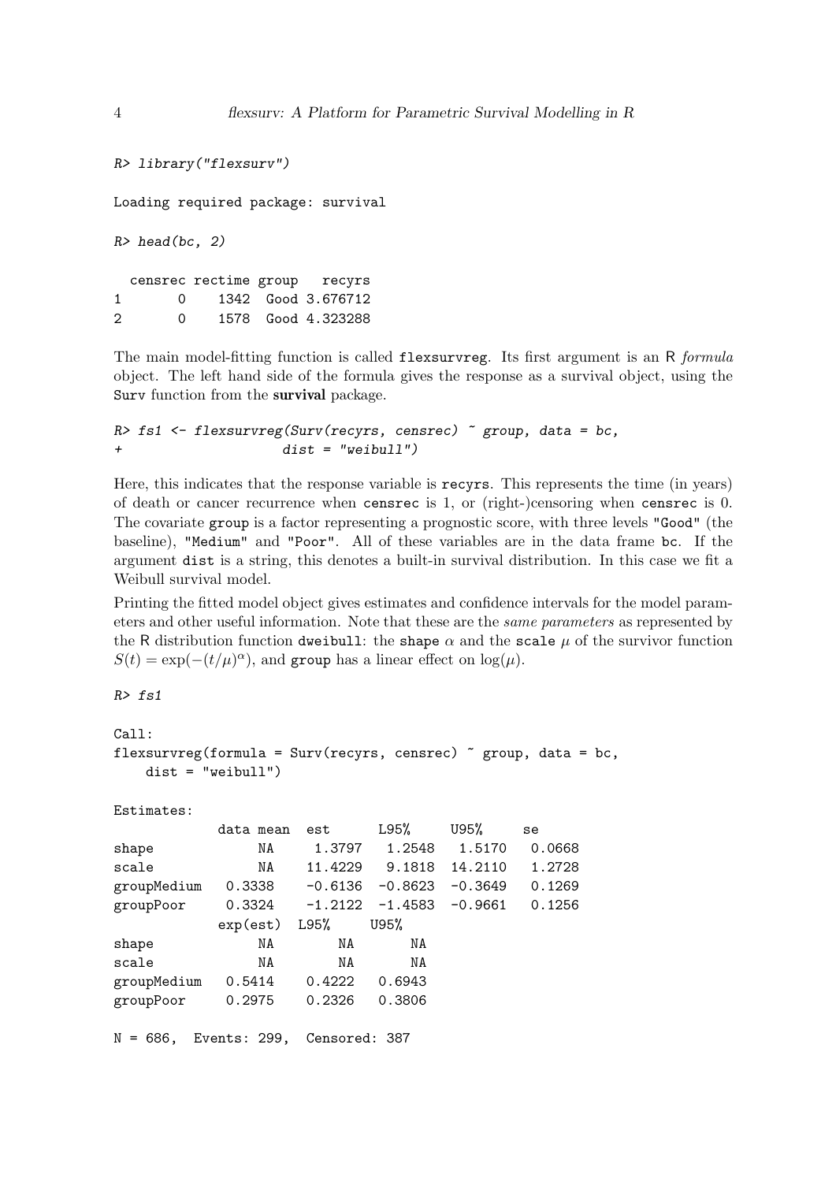```
R> library("flexsurv")

Loading required package: survival

R> head(bc, 2)

  censrec rectime group   recyrs
1       0    1342  Good 3.676712
2       0    1578  Good 4.323288
```

The main model-fitting function is called `flexsurvreg`. Its first argument is an R *formula* object. The left hand side of the formula gives the response as a survival object, using the `Surv` function from the **survival** package.

```
R> fs1 <- flexsurvreg(Surv(recyrs, censrec) ~ group, data = bc,
+                     dist = "weibull")
```

Here, this indicates that the response variable is `recyrs`. This represents the time (in years) of death or cancer recurrence when `censrec` is 1, or (right-)censoring when `censrec` is 0. The covariate `group` is a factor representing a prognostic score, with three levels `"Good"` (the baseline), `"Medium"` and `"Poor"`. All of these variables are in the data frame `bc`. If the argument `dist` is a string, this denotes a built-in survival distribution. In this case we fit a Weibull survival model.

Printing the fitted model object gives estimates and confidence intervals for the model parameters and other useful information. Note that these are the *same parameters* as represented by the R distribution function `dweibull`: the `shape` $\alpha$ and the `scale` $\mu$ of the survivor function $S(t) = \exp(-(t/\mu)^\alpha)$, and `group` has a linear effect on $\log(\mu)$.

```
R> fs1

Call:
flexsurvreg(formula = Surv(recyrs, censrec) ~ group, data = bc,
    dist = "weibull")

Estimates:
             data mean  est      L95%     U95%     se
shape             NA     1.3797   1.2548   1.5170   0.0668
scale             NA    11.4229   9.1818  14.2110   1.2728
groupMedium   0.3338    -0.6136  -0.8623  -0.3649   0.1269
groupPoor     0.3324    -1.2122  -1.4583  -0.9661   0.1256
             exp(est)  L95%     U95%
shape             NA        NA       NA
scale             NA        NA       NA
groupMedium   0.5414    0.4222   0.6943
groupPoor     0.2975    0.2326   0.3806

N = 686,  Events: 299,  Censored: 387
```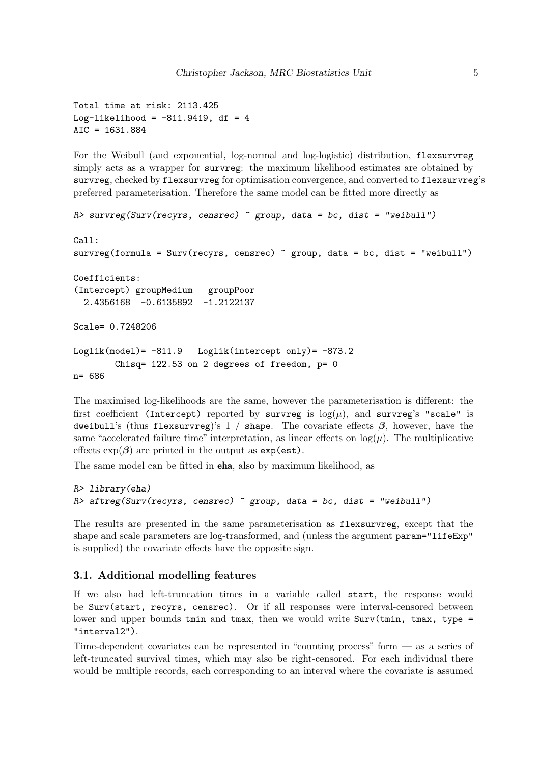```
Total time at risk: 2113.425
Log-likelihood = -811.9419, df = 4
AIC = 1631.884
```

For the Weibull (and exponential, log-normal and log-logistic) distribution, `flexsurvreg` simply acts as a wrapper for `survreg`: the maximum likelihood estimates are obtained by `survreg`, checked by `flexsurvreg` for optimisation convergence, and converted to `flexsurvreg`'s preferred parameterisation. Therefore the same model can be fitted more directly as

```
R> survreg(Surv(recyrs, censrec) ~ group, data = bc, dist = "weibull")

Call:
survreg(formula = Surv(recyrs, censrec) ~ group, data = bc, dist = "weibull")

Coefficients:
(Intercept) groupMedium   groupPoor
  2.4356168  -0.6135892  -1.2122137

Scale= 0.7248206

Loglik(model)= -811.9   Loglik(intercept only)= -873.2
        Chisq= 122.53 on 2 degrees of freedom, p= 0
n= 686
```

The maximised log-likelihoods are the same, however the parameterisation is different: the first coefficient `(Intercept)` reported by `survreg` is $\log(\mu)$, and `survreg`'s `"scale"` is `dweibull`'s (thus `flexsurvreg`)'s `1 / shape`. The covariate effects $\boldsymbol{\beta}$, however, have the same "accelerated failure time" interpretation, as linear effects on $\log(\mu)$. The multiplicative effects $\exp(\boldsymbol{\beta})$ are printed in the output as `exp(est)`.

The same model can be fitted in **eha**, also by maximum likelihood, as

```
R> library(eha)
R> aftreg(Surv(recyrs, censrec) ~ group, data = bc, dist = "weibull")
```

The results are presented in the same parameterisation as `flexsurvreg`, except that the shape and scale parameters are log-transformed, and (unless the argument `param="lifeExp"` is supplied) the covariate effects have the opposite sign.

### 3.1. Additional modelling features

If we also had left-truncation times in a variable called `start`, the response would be `Surv(start, recyrs, censrec)`. Or if all responses were interval-censored between lower and upper bounds `tmin` and `tmax`, then we would write `Surv(tmin, tmax, type = "interval2")`.

Time-dependent covariates can be represented in "counting process" form — as a series of left-truncated survival times, which may also be right-censored. For each individual there would be multiple records, each corresponding to an interval where the covariate is assumed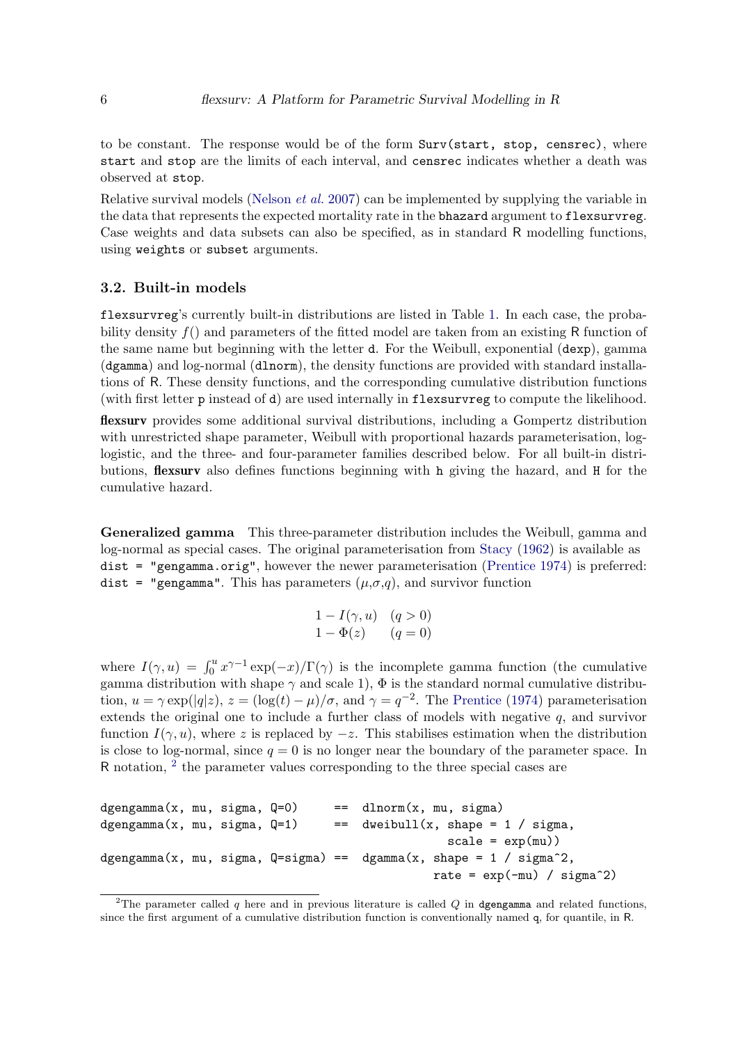to be constant. The response would be of the form `Surv(start, stop, censrec)`, where `start` and `stop` are the limits of each interval, and `censrec` indicates whether a death was observed at `stop`.

Relative survival models (Nelson *et al.* 2007) can be implemented by supplying the variable in the data that represents the expected mortality rate in the `bhazard` argument to `flexsurvreg`. Case weights and data subsets can also be specified, as in standard R modelling functions, using `weights` or `subset` arguments.

### 3.2. Built-in models

`flexsurvreg`'s currently built-in distributions are listed in Table 1. In each case, the probability density $f()$ and parameters of the fitted model are taken from an existing R function of the same name but beginning with the letter `d`. For the Weibull, exponential (`dexp`), gamma (`dgamma`) and log-normal (`dlnorm`), the density functions are provided with standard installations of R. These density functions, and the corresponding cumulative distribution functions (with first letter `p` instead of `d`) are used internally in `flexsurvreg` to compute the likelihood.

**flexsurv** provides some additional survival distributions, including a Gompertz distribution with unrestricted shape parameter, Weibull with proportional hazards parameterisation, log-logistic, and the three- and four-parameter families described below. For all built-in distributions, **flexsurv** also defines functions beginning with `h` giving the hazard, and `H` for the cumulative hazard.

**Generalized gamma** This three-parameter distribution includes the Weibull, gamma and log-normal as special cases. The original parameterisation from Stacy (1962) is available as `dist = "gengamma.orig"`, however the newer parameterisation (Prentice 1974) is preferred: `dist = "gengamma"`. This has parameters ($\mu$,$\sigma$,$q$), and survivor function

$$
\begin{array}{ll}
1 - I(\gamma, u) & (q > 0) \\
1 - \Phi(z) & (q = 0)
\end{array}
$$

where $I(\gamma, u) = \int_0^u x^{\gamma-1} \exp(-x)/\Gamma(\gamma)$ is the incomplete gamma function (the cumulative gamma distribution with shape $\gamma$ and scale 1), $\Phi$ is the standard normal cumulative distribution, $u = \gamma \exp(|q|z)$, $z = (\log(t) - \mu)/\sigma$, and $\gamma = q^{-2}$. The Prentice (1974) parameterisation extends the original one to include a further class of models with negative $q$, and survivor function $I(\gamma, u)$, where $z$ is replaced by $-z$. This stabilises estimation when the distribution is close to log-normal, since $q = 0$ is no longer near the boundary of the parameter space. In R notation, [2] the parameter values corresponding to the three special cases are

```
dgengamma(x, mu, sigma, Q=0)     ==  dlnorm(x, mu, sigma)
dgengamma(x, mu, sigma, Q=1)     ==  dweibull(x, shape = 1 / sigma,
                                              scale = exp(mu))
dgengamma(x, mu, sigma, Q=sigma) ==  dgamma(x, shape = 1 / sigma^2,
                                            rate = exp(-mu) / sigma^2)
```

[2] The parameter called $q$ here and in previous literature is called $Q$ in `dgengamma` and related functions, since the first argument of a cumulative distribution function is conventionally named `q`, for quantile, in R.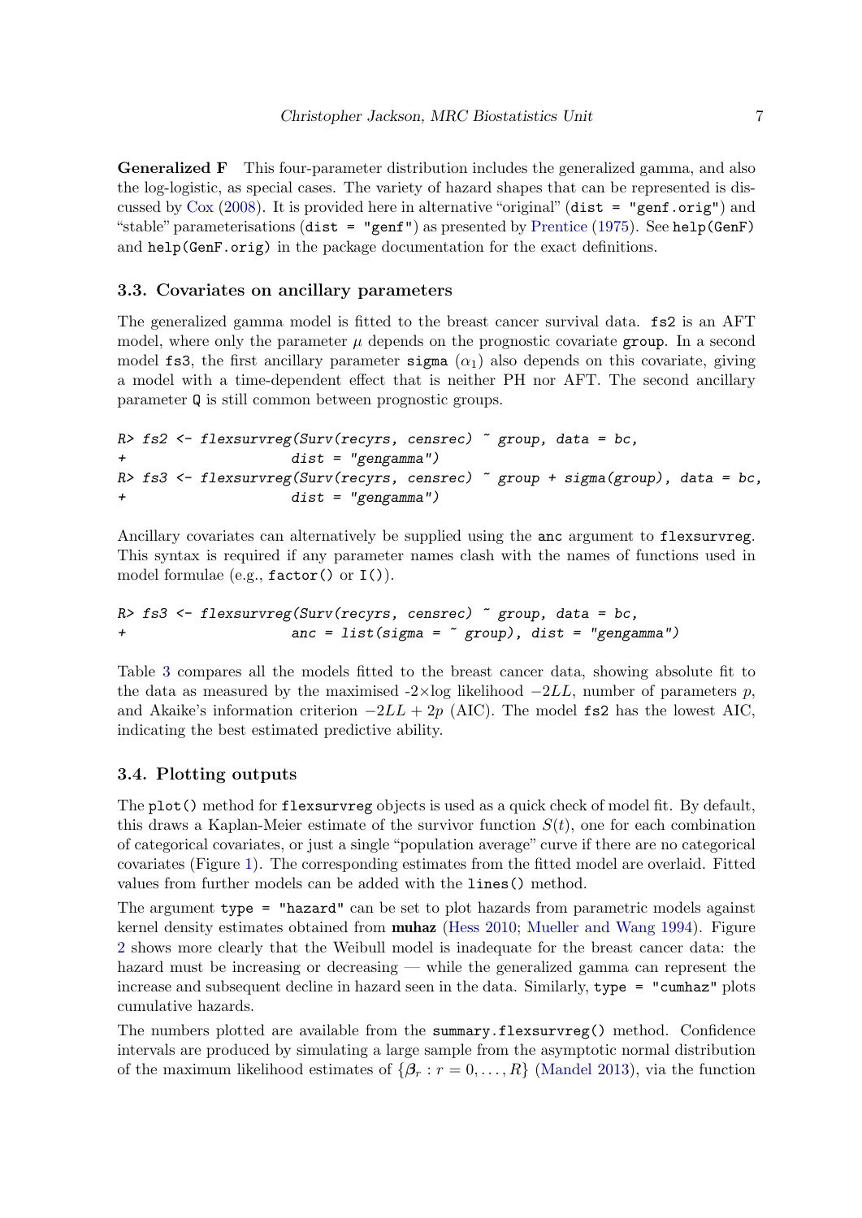**Generalized F** This four-parameter distribution includes the generalized gamma, and also the log-logistic, as special cases. The variety of hazard shapes that can be represented is discussed by Cox (2008). It is provided here in alternative "original" (`dist = "genf.orig"`) and "stable" parameterisations (`dist = "genf"`) as presented by Prentice (1975). See `help(GenF)` and `help(GenF.orig)` in the package documentation for the exact definitions.

### 3.3. Covariates on ancillary parameters

The generalized gamma model is fitted to the breast cancer survival data. `fs2` is an AFT model, where only the parameter $\mu$ depends on the prognostic covariate `group`. In a second model `fs3`, the first ancillary parameter `sigma` ($\alpha_1$) also depends on this covariate, giving a model with a time-dependent effect that is neither PH nor AFT. The second ancillary parameter `Q` is still common between prognostic groups.

```
R> fs2 <- flexsurvreg(Surv(recyrs, censrec) ~ group, data = bc,
+                     dist = "gengamma")
R> fs3 <- flexsurvreg(Surv(recyrs, censrec) ~ group + sigma(group), data = bc,
+                     dist = "gengamma")
```

Ancillary covariates can alternatively be supplied using the `anc` argument to `flexsurvreg`. This syntax is required if any parameter names clash with the names of functions used in model formulae (e.g., `factor()` or `I()`).

```
R> fs3 <- flexsurvreg(Surv(recyrs, censrec) ~ group, data = bc,
+                     anc = list(sigma = ~ group), dist = "gengamma")
```

Table 3 compares all the models fitted to the breast cancer data, showing absolute fit to the data as measured by the maximised -2×log likelihood $-2LL$, number of parameters $p$, and Akaike's information criterion $-2LL + 2p$ (AIC). The model `fs2` has the lowest AIC, indicating the best estimated predictive ability.

### 3.4. Plotting outputs

The `plot()` method for `flexsurvreg` objects is used as a quick check of model fit. By default, this draws a Kaplan-Meier estimate of the survivor function $S(t)$, one for each combination of categorical covariates, or just a single "population average" curve if there are no categorical covariates (Figure 1). The corresponding estimates from the fitted model are overlaid. Fitted values from further models can be added with the `lines()` method.

The argument `type = "hazard"` can be set to plot hazards from parametric models against kernel density estimates obtained from **muhaz** (Hess 2010; Mueller and Wang 1994). Figure 2 shows more clearly that the Weibull model is inadequate for the breast cancer data: the hazard must be increasing or decreasing — while the generalized gamma can represent the increase and subsequent decline in hazard seen in the data. Similarly, `type = "cumhaz"` plots cumulative hazards.

The numbers plotted are available from the `summary.flexsurvreg()` method. Confidence intervals are produced by simulating a large sample from the asymptotic normal distribution of the maximum likelihood estimates of $\{\boldsymbol{\beta}_r : r = 0, \ldots, R\}$ (Mandel 2013), via the function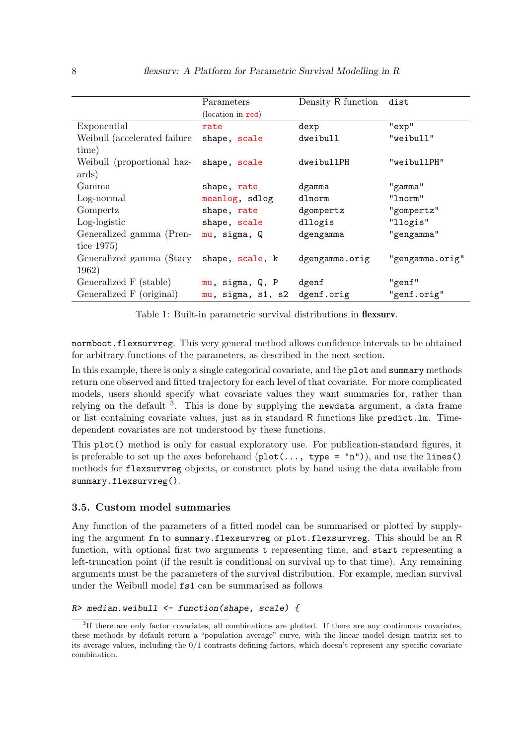| | Parameters (location in red) | Density R function | dist |
|---|---|---|---|
| Exponential | rate | dexp | "exp" |
| Weibull (accelerated failure time) | shape, scale | dweibull | "weibull" |
| Weibull (proportional hazards) | shape, scale | dweibullPH | "weibullPH" |
| Gamma | shape, rate | dgamma | "gamma" |
| Log-normal | meanlog, sdlog | dlnorm | "lnorm" |
| Gompertz | shape, rate | dgompertz | "gompertz" |
| Log-logistic | shape, scale | dllogis | "llogis" |
| Generalized gamma (Prentice 1975) | mu, sigma, Q | dgengamma | "gengamma" |
| Generalized gamma (Stacy 1962) | shape, scale, k | dgengamma.orig | "gengamma.orig" |
| Generalized F (stable) | mu, sigma, Q, P | dgenf | "genf" |
| Generalized F (original) | mu, sigma, s1, s2 | dgenf.orig | "genf.orig" |

Table 1: Built-in parametric survival distributions in **flexsurv**.

`normboot.flexsurvreg`. This very general method allows confidence intervals to be obtained for arbitrary functions of the parameters, as described in the next section.

In this example, there is only a single categorical covariate, and the `plot` and `summary` methods return one observed and fitted trajectory for each level of that covariate. For more complicated models, users should specify what covariate values they want summaries for, rather than relying on the default [3]. This is done by supplying the `newdata` argument, a data frame or list containing covariate values, just as in standard R functions like `predict.lm`. Time-dependent covariates are not understood by these functions.

This `plot()` method is only for casual exploratory use. For publication-standard figures, it is preferable to set up the axes beforehand (`plot(..., type = "n")`), and use the `lines()` methods for `flexsurvreg` objects, or construct plots by hand using the data available from `summary.flexsurvreg()`.

### 3.5. Custom model summaries

Any function of the parameters of a fitted model can be summarised or plotted by supplying the argument `fn` to `summary.flexsurvreg` or `plot.flexsurvreg`. This should be an R function, with optional first two arguments `t` representing time, and `start` representing a left-truncation point (if the result is conditional on survival up to that time). Any remaining arguments must be the parameters of the survival distribution. For example, median survival under the Weibull model `fs1` can be summarised as follows

```
R> median.weibull <- function(shape, scale) {
```

[3] If there are only factor covariates, all combinations are plotted. If there are any continuous covariates, these methods by default return a "population average" curve, with the linear model design matrix set to its average values, including the 0/1 contrasts defining factors, which doesn't represent any specific covariate combination.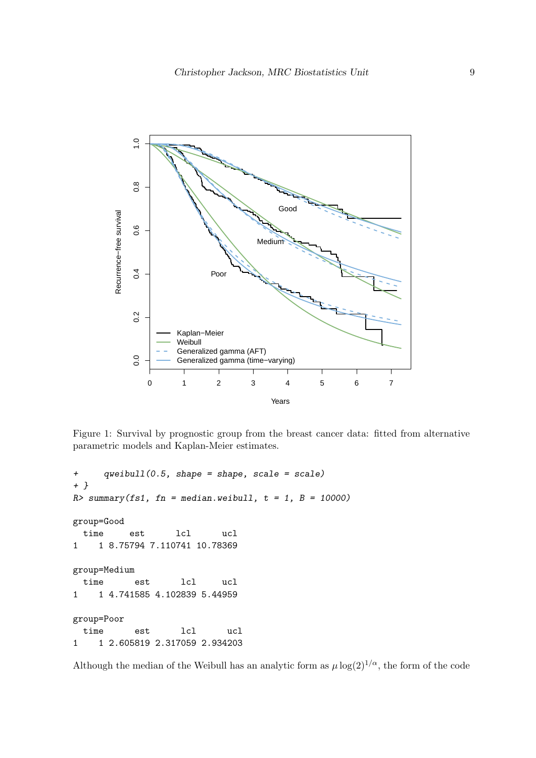Figure 1: Survival by prognostic group from the breast cancer data: fitted from alternative parametric models and Kaplan-Meier estimates.

```
+     qweibull(0.5, shape = shape, scale = scale)
+ }
R> summary(fs1, fn = median.weibull, t = 1, B = 10000)

group=Good
  time      est      lcl      ucl
1    1 8.75794 7.110741 10.78369

group=Medium
  time      est      lcl     ucl
1    1 4.741585 4.102839 5.44959

group=Poor
  time      est      lcl      ucl
1    1 2.605819 2.317059 2.934203
```

Although the median of the Weibull has an analytic form as $\mu \log(2)^{1/\alpha}$, the form of the code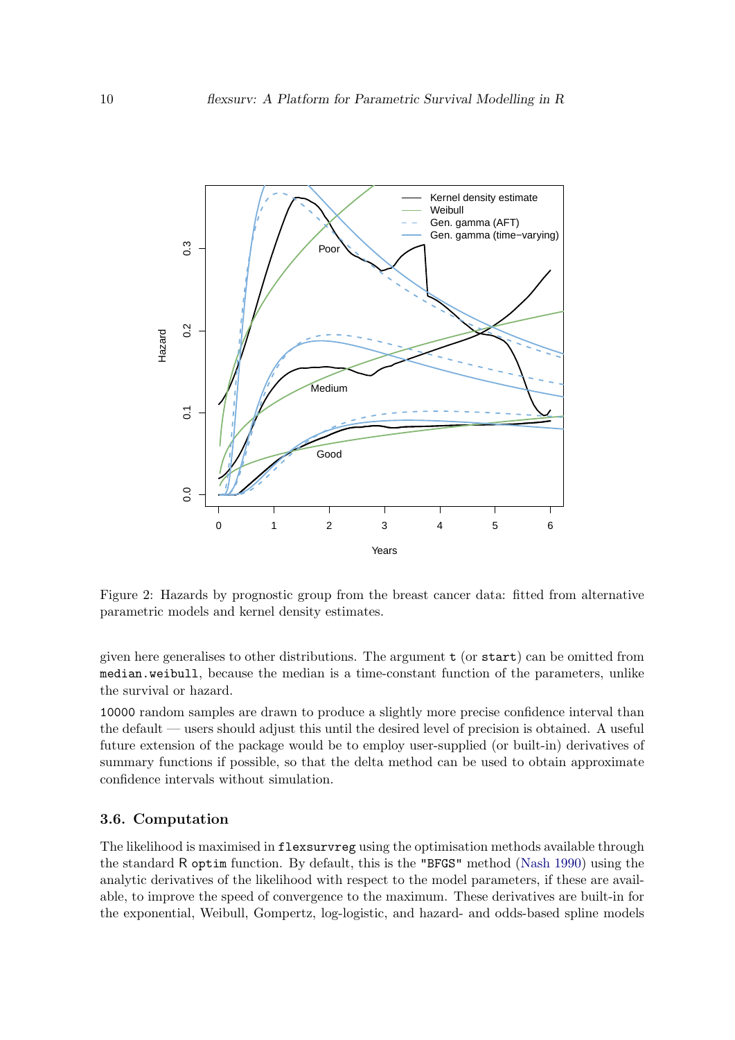Figure 2: Hazards by prognostic group from the breast cancer data: fitted from alternative parametric models and kernel density estimates.

given here generalises to other distributions. The argument `t` (or `start`) can be omitted from `median.weibull`, because the median is a time-constant function of the parameters, unlike the survival or hazard.

`10000` random samples are drawn to produce a slightly more precise confidence interval than the default — users should adjust this until the desired level of precision is obtained. A useful future extension of the package would be to employ user-supplied (or built-in) derivatives of summary functions if possible, so that the delta method can be used to obtain approximate confidence intervals without simulation.

### 3.6. Computation

The likelihood is maximised in `flexsurvreg` using the optimisation methods available through the standard R `optim` function. By default, this is the `"BFGS"` method (Nash 1990) using the analytic derivatives of the likelihood with respect to the model parameters, if these are available, to improve the speed of convergence to the maximum. These derivatives are built-in for the exponential, Weibull, Gompertz, log-logistic, and hazard- and odds-based spline models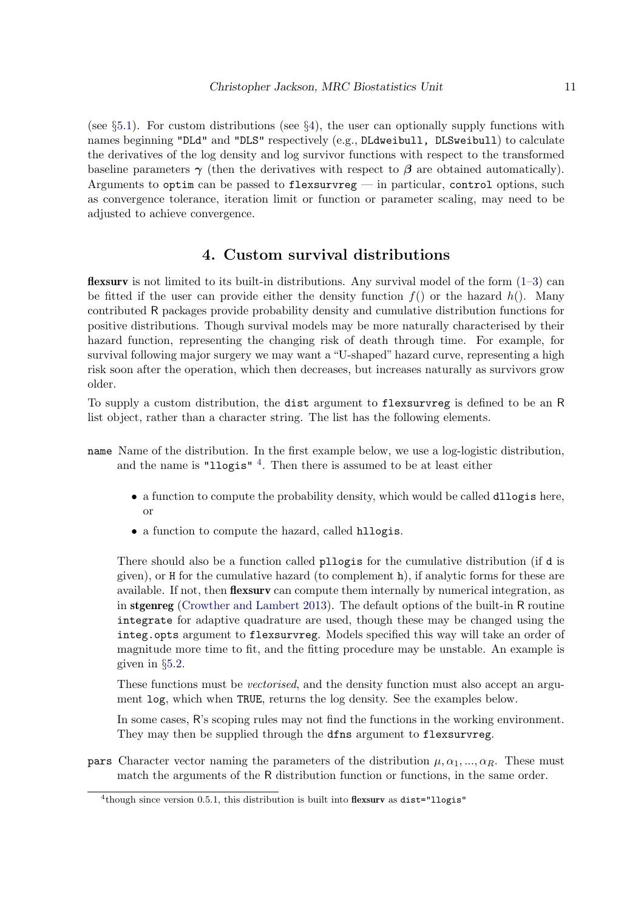(see §5.1). For custom distributions (see §4), the user can optionally supply functions with names beginning "DLd" and "DLS" respectively (e.g., `DLdweibull, DLSweibull`) to calculate the derivatives of the log density and log survivor functions with respect to the transformed baseline parameters $\boldsymbol{\gamma}$ (then the derivatives with respect to $\boldsymbol{\beta}$ are obtained automatically). Arguments to `optim` can be passed to `flexsurvreg` — in particular, `control` options, such as convergence tolerance, iteration limit or function or parameter scaling, may need to be adjusted to achieve convergence.

# 4. Custom survival distributions

**flexsurv** is not limited to its built-in distributions. Any survival model of the form (1–3) can be fitted if the user can provide either the density function $f()$ or the hazard $h()$. Many contributed R packages provide probability density and cumulative distribution functions for positive distributions. Though survival models may be more naturally characterised by their hazard function, representing the changing risk of death through time. For example, for survival following major surgery we may want a "U-shaped" hazard curve, representing a high risk soon after the operation, which then decreases, but increases naturally as survivors grow older.

To supply a custom distribution, the `dist` argument to `flexsurvreg` is defined to be an R list object, rather than a character string. The list has the following elements.

`name` Name of the distribution. In the first example below, we use a log-logistic distribution, and the name is `"llogis"` [4]. Then there is assumed to be at least either

- a function to compute the probability density, which would be called `dllogis` here, or
- a function to compute the hazard, called `hllogis`.

There should also be a function called `pllogis` for the cumulative distribution (if `d` is given), or `H` for the cumulative hazard (to complement `h`), if analytic forms for these are available. If not, then **flexsurv** can compute them internally by numerical integration, as in **stgenreg** (Crowther and Lambert 2013). The default options of the built-in R routine `integrate` for adaptive quadrature are used, though these may be changed using the `integ.opts` argument to `flexsurvreg`. Models specified this way will take an order of magnitude more time to fit, and the fitting procedure may be unstable. An example is given in §5.2.

These functions must be *vectorised*, and the density function must also accept an argument `log`, which when `TRUE`, returns the log density. See the examples below.

In some cases, R's scoping rules may not find the functions in the working environment. They may then be supplied through the `dfns` argument to `flexsurvreg`.

`pars` Character vector naming the parameters of the distribution $\mu, \alpha_1, ..., \alpha_R$. These must match the arguments of the R distribution function or functions, in the same order.

[4] though since version 0.5.1, this distribution is built into **flexsurv** as `dist="llogis"`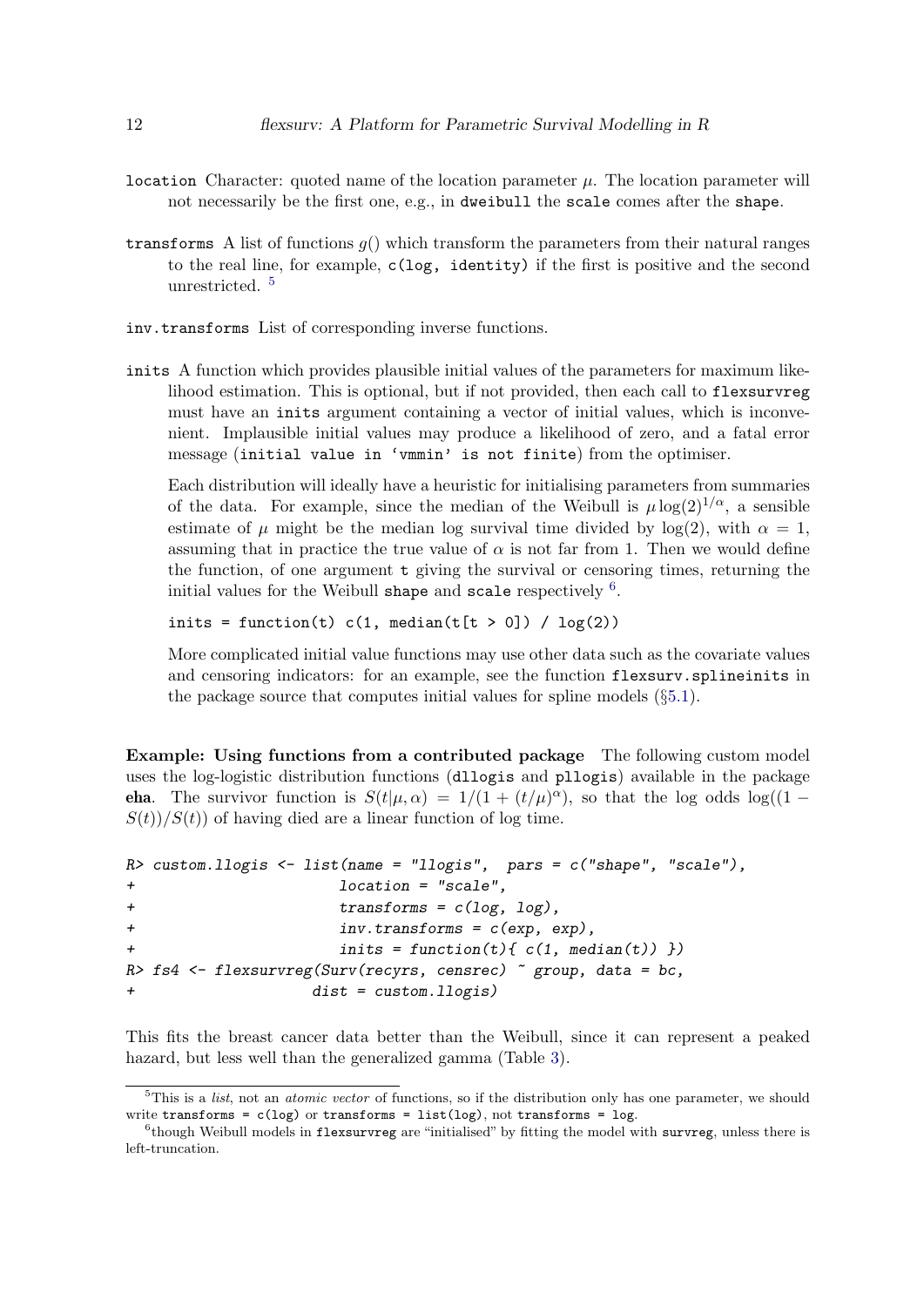`location` Character: quoted name of the location parameter $\mu$. The location parameter will not necessarily be the first one, e.g., in `dweibull` the `scale` comes after the `shape`.

`transforms` A list of functions $g()$ which transform the parameters from their natural ranges to the real line, for example, `c(log, identity)` if the first is positive and the second unrestricted. [5]

`inv.transforms` List of corresponding inverse functions.

`inits` A function which provides plausible initial values of the parameters for maximum likelihood estimation. This is optional, but if not provided, then each call to `flexsurvreg` must have an `inits` argument containing a vector of initial values, which is inconvenient. Implausible initial values may produce a likelihood of zero, and a fatal error message (`initial value in 'vmmin' is not finite`) from the optimiser.

Each distribution will ideally have a heuristic for initialising parameters from summaries of the data. For example, since the median of the Weibull is $\mu \log(2)^{1/\alpha}$, a sensible estimate of $\mu$ might be the median log survival time divided by $\log(2)$, with $\alpha = 1$, assuming that in practice the true value of $\alpha$ is not far from 1. Then we would define the function, of one argument `t` giving the survival or censoring times, returning the initial values for the Weibull `shape` and `scale` respectively [6].

```
inits = function(t) c(1, median(t[t > 0]) / log(2))
```

More complicated initial value functions may use other data such as the covariate values and censoring indicators: for an example, see the function `flexsurv.splineinits` in the package source that computes initial values for spline models (§5.1).

**Example: Using functions from a contributed package** The following custom model uses the log-logistic distribution functions (`dllogis` and `pllogis`) available in the package **eha**. The survivor function is $S(t|\mu, \alpha) = 1/(1 + (t/\mu)^\alpha)$, so that the log odds $\log((1 - S(t))/S(t))$ of having died are a linear function of log time.

```
R> custom.llogis <- list(name = "llogis",  pars = c("shape", "scale"),
+                       location = "scale",
+                       transforms = c(log, log),
+                       inv.transforms = c(exp, exp),
+                       inits = function(t){ c(1, median(t)) })
R> fs4 <- flexsurvreg(Surv(recyrs, censrec) ~ group, data = bc,
+                    dist = custom.llogis)
```

This fits the breast cancer data better than the Weibull, since it can represent a peaked hazard, but less well than the generalized gamma (Table 3).

---

[5] This is a *list*, not an *atomic vector* of functions, so if the distribution only has one parameter, we should write `transforms = c(log)` or `transforms = list(log)`, not `transforms = log`.

[6] though Weibull models in `flexsurvreg` are "initialised" by fitting the model with `survreg`, unless there is left-truncation.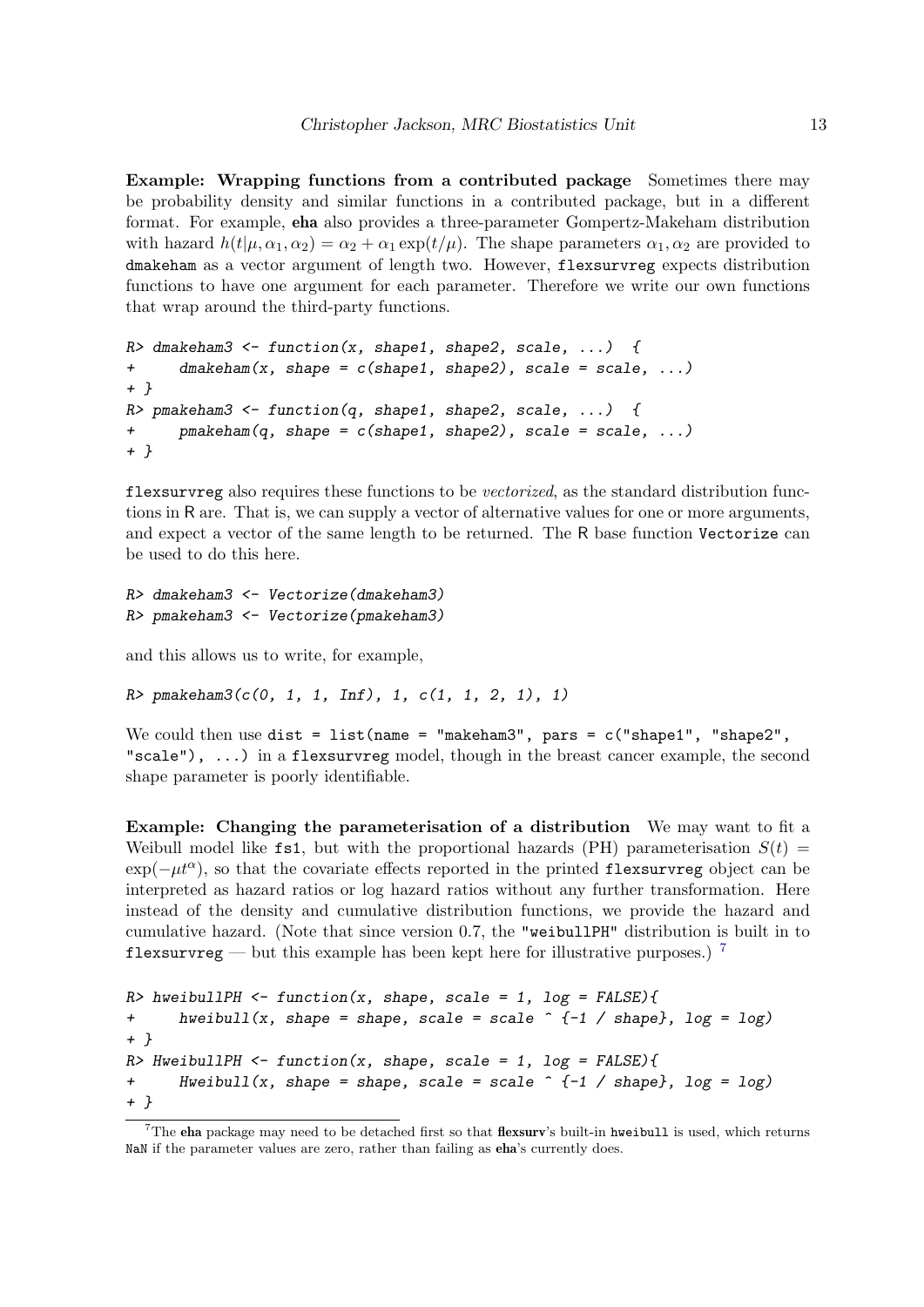**Example: Wrapping functions from a contributed package** Sometimes there may be probability density and similar functions in a contributed package, but in a different format. For example, **eha** also provides a three-parameter Gompertz-Makeham distribution with hazard $h(t|\mu, \alpha_1, \alpha_2) = \alpha_2 + \alpha_1 \exp(t/\mu)$. The shape parameters $\alpha_1, \alpha_2$ are provided to `dmakeham` as a vector argument of length two. However, `flexsurvreg` expects distribution functions to have one argument for each parameter. Therefore we write our own functions that wrap around the third-party functions.

```
R> dmakeham3 <- function(x, shape1, shape2, scale, ...)  {
+     dmakeham(x, shape = c(shape1, shape2), scale = scale, ...)
+ }
R> pmakeham3 <- function(q, shape1, shape2, scale, ...)  {
+     pmakeham(q, shape = c(shape1, shape2), scale = scale, ...)
+ }
```

`flexsurvreg` also requires these functions to be *vectorized*, as the standard distribution functions in R are. That is, we can supply a vector of alternative values for one or more arguments, and expect a vector of the same length to be returned. The R base function `Vectorize` can be used to do this here.

```
R> dmakeham3 <- Vectorize(dmakeham3)
R> pmakeham3 <- Vectorize(pmakeham3)
```

and this allows us to write, for example,

```
R> pmakeham3(c(0, 1, 1, Inf), 1, c(1, 1, 2, 1), 1)
```

We could then use `dist = list(name = "makeham3", pars = c("shape1", "shape2", "scale"), ...)` in a `flexsurvreg` model, though in the breast cancer example, the second shape parameter is poorly identifiable.

**Example: Changing the parameterisation of a distribution** We may want to fit a Weibull model like `fs1`, but with the proportional hazards (PH) parameterisation $S(t) = \exp(-\mu t^{\alpha})$, so that the covariate effects reported in the printed `flexsurvreg` object can be interpreted as hazard ratios or log hazard ratios without any further transformation. Here instead of the density and cumulative distribution functions, we provide the hazard and cumulative hazard. (Note that since version 0.7, the `"weibullPH"` distribution is built in to `flexsurvreg` — but this example has been kept here for illustrative purposes.) [7]

```
R> hweibullPH <- function(x, shape, scale = 1, log = FALSE){
+     hweibull(x, shape = shape, scale = scale ^ {-1 / shape}, log = log)
+ }
R> HweibullPH <- function(x, shape, scale = 1, log = FALSE){
+     Hweibull(x, shape = shape, scale = scale ^ {-1 / shape}, log = log)
+ }
```

[7] The **eha** package may need to be detached first so that **flexsurv**'s built-in `hweibull` is used, which returns `NaN` if the parameter values are zero, rather than failing as **eha**'s currently does.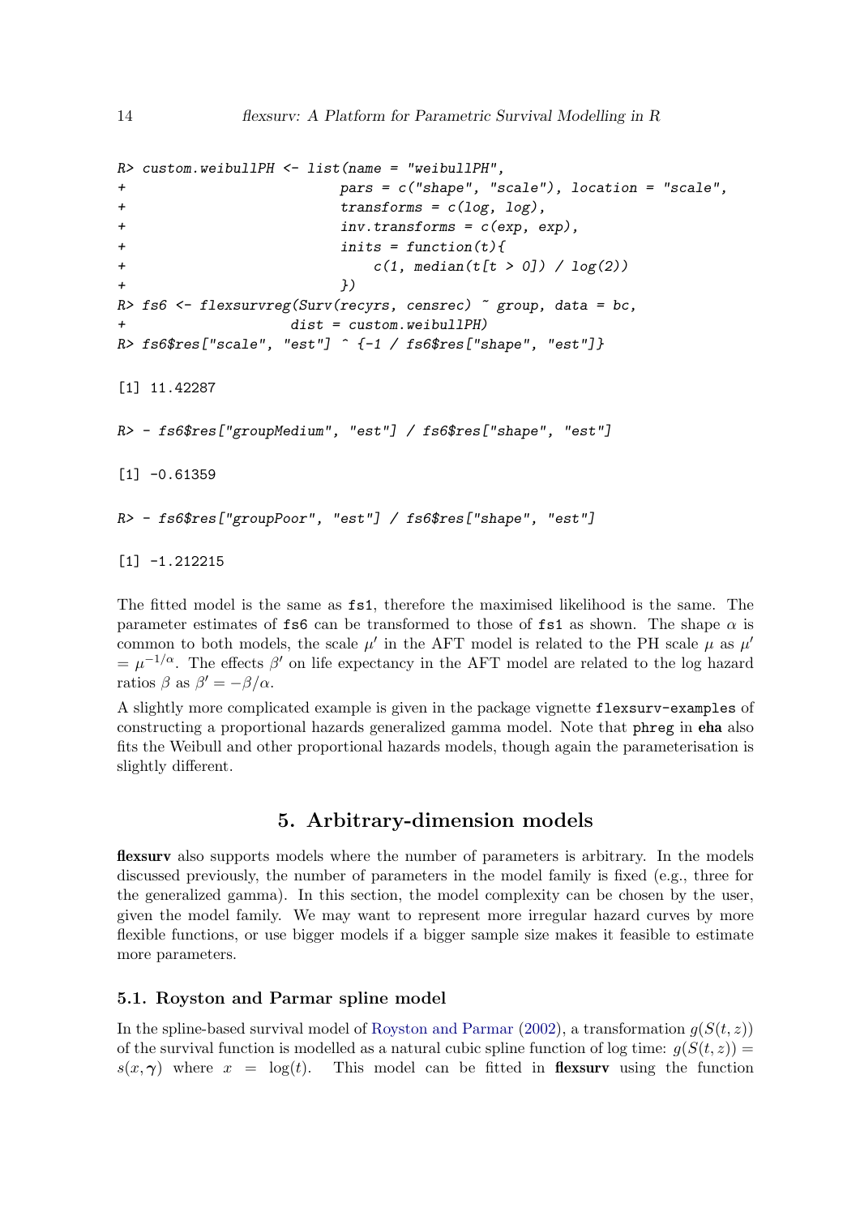```
R> custom.weibullPH <- list(name = "weibullPH",
+                           pars = c("shape", "scale"), location = "scale",
+                           transforms = c(log, log),
+                           inv.transforms = c(exp, exp),
+                           inits = function(t){
+                               c(1, median(t[t > 0]) / log(2))
+                           })
R> fs6 <- flexsurvreg(Surv(recyrs, censrec) ~ group, data = bc,
+                    dist = custom.weibullPH)
R> fs6$res["scale", "est"] ^ {-1 / fs6$res["shape", "est"]}

[1] 11.42287

R> - fs6$res["groupMedium", "est"] / fs6$res["shape", "est"]

[1] -0.61359

R> - fs6$res["groupPoor", "est"] / fs6$res["shape", "est"]

[1] -1.212215
```

The fitted model is the same as `fs1`, therefore the maximised likelihood is the same. The parameter estimates of `fs6` can be transformed to those of `fs1` as shown. The shape $\alpha$ is common to both models, the scale $\mu'$ in the AFT model is related to the PH scale $\mu$ as $\mu' = \mu^{-1/\alpha}$. The effects $\beta'$ on life expectancy in the AFT model are related to the log hazard ratios $\beta$ as $\beta' = -\beta/\alpha$.

A slightly more complicated example is given in the package vignette `flexsurv-examples` of constructing a proportional hazards generalized gamma model. Note that `phreg` in **eha** also fits the Weibull and other proportional hazards models, though again the parameterisation is slightly different.

# 5. Arbitrary-dimension models

**flexsurv** also supports models where the number of parameters is arbitrary. In the models discussed previously, the number of parameters in the model family is fixed (e.g., three for the generalized gamma). In this section, the model complexity can be chosen by the user, given the model family. We may want to represent more irregular hazard curves by more flexible functions, or use bigger models if a bigger sample size makes it feasible to estimate more parameters.

## 5.1. Royston and Parmar spline model

In the spline-based survival model of Royston and Parmar (2002), a transformation $g(S(t, z))$ of the survival function is modelled as a natural cubic spline function of log time: $g(S(t, z)) = s(x, \boldsymbol{\gamma})$ where $x = \log(t)$. This model can be fitted in **flexsurv** using the function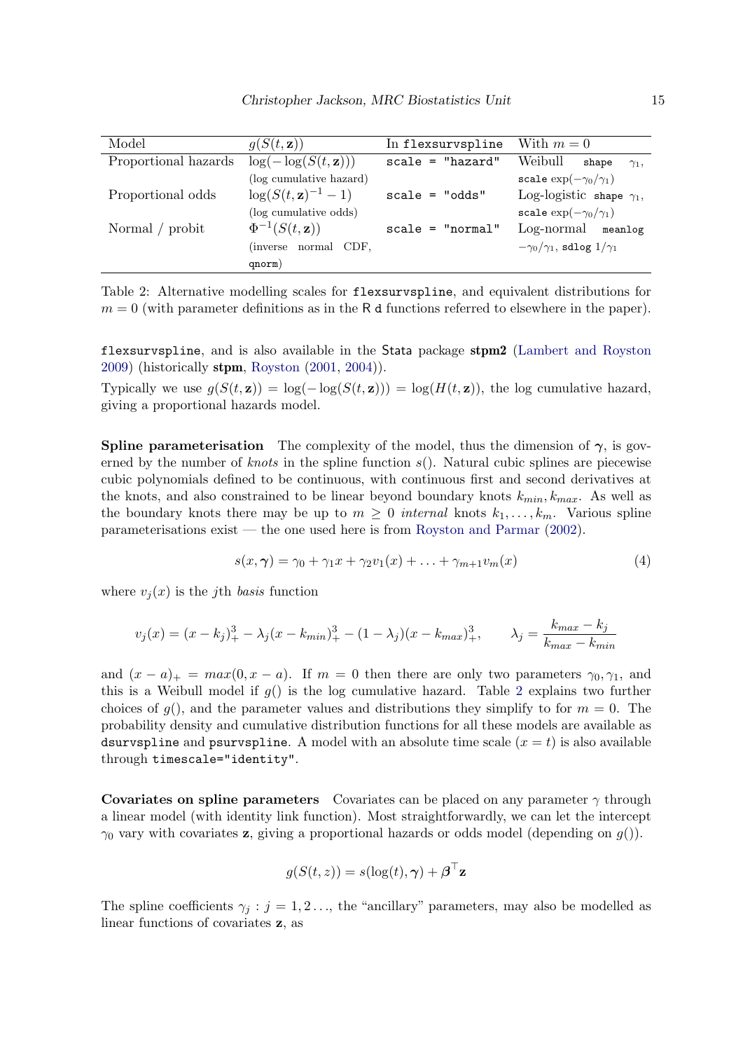| Model | $g(S(t, \mathbf{z}))$ | In `flexsurvspline` | With $m = 0$ |
|---|---|---|---|
| Proportional hazards | $\log(-\log(S(t, \mathbf{z})))$ (log cumulative hazard) | `scale = "hazard"` | Weibull `shape` $\gamma_1$, `scale` $\exp(-\gamma_0/\gamma_1)$ |
| Proportional odds | $\log(S(t, \mathbf{z})^{-1} - 1)$ (log cumulative odds) | `scale = "odds"` | Log-logistic `shape` $\gamma_1$, `scale` $\exp(-\gamma_0/\gamma_1)$ |
| Normal / probit | $\Phi^{-1}(S(t, \mathbf{z}))$ (inverse normal CDF, `qnorm`) | `scale = "normal"` | Log-normal `meanlog` $-\gamma_0/\gamma_1$, `sdlog` $1/\gamma_1$ |

Table 2: Alternative modelling scales for `flexsurvspline`, and equivalent distributions for $m = 0$ (with parameter definitions as in the R `d` functions referred to elsewhere in the paper).

`flexsurvspline`, and is also available in the Stata package **stpm2** (Lambert and Royston 2009) (historically **stpm**, Royston (2001, 2004)).

Typically we use $g(S(t, \mathbf{z})) = \log(-\log(S(t, \mathbf{z}))) = \log(H(t, \mathbf{z}))$, the log cumulative hazard, giving a proportional hazards model.

**Spline parameterisation** The complexity of the model, thus the dimension of $\boldsymbol{\gamma}$, is governed by the number of *knots* in the spline function $s()$. Natural cubic splines are piecewise cubic polynomials defined to be continuous, with continuous first and second derivatives at the knots, and also constrained to be linear beyond boundary knots $k_{min}, k_{max}$. As well as the boundary knots there may be up to $m \geq 0$ *internal* knots $k_1, \ldots, k_m$. Various spline parameterisations exist — the one used here is from Royston and Parmar (2002).

$$s(x, \boldsymbol{\gamma}) = \gamma_0 + \gamma_1 x + \gamma_2 v_1(x) + \ldots + \gamma_{m+1} v_m(x) \tag{4}$$

where $v_j(x)$ is the $j$th *basis* function

$$v_j(x) = (x - k_j)^3_+ - \lambda_j (x - k_{min})^3_+ - (1 - \lambda_j)(x - k_{max})^3_+, \qquad \lambda_j = \frac{k_{max} - k_j}{k_{max} - k_{min}}$$

and $(x - a)_+ = max(0, x - a)$. If $m = 0$ then there are only two parameters $\gamma_0, \gamma_1$, and this is a Weibull model if $g()$ is the log cumulative hazard. Table 2 explains two further choices of $g()$, and the parameter values and distributions they simplify to for $m = 0$. The probability density and cumulative distribution functions for all these models are available as `dsurvspline` and `psurvspline`. A model with an absolute time scale ($x = t$) is also available through `timescale="identity"`.

**Covariates on spline parameters** Covariates can be placed on any parameter $\gamma$ through a linear model (with identity link function). Most straightforwardly, we can let the intercept $\gamma_0$ vary with covariates $\mathbf{z}$, giving a proportional hazards or odds model (depending on $g()$).

$$g(S(t, z)) = s(\log(t), \boldsymbol{\gamma}) + \boldsymbol{\beta}^\top \mathbf{z}$$

The spline coefficients $\gamma_j : j = 1, 2 \ldots$, the "ancillary" parameters, may also be modelled as linear functions of covariates $\mathbf{z}$, as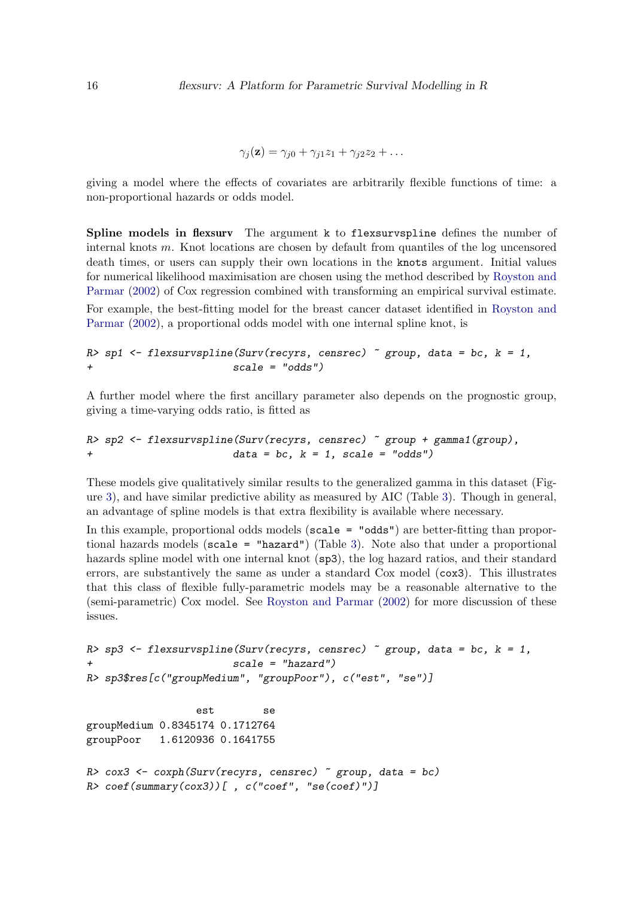$$\gamma_j(\mathbf{z}) = \gamma_{j0} + \gamma_{j1} z_1 + \gamma_{j2} z_2 + \ldots$$

giving a model where the effects of covariates are arbitrarily flexible functions of time: a non-proportional hazards or odds model.

**Spline models in flexsurv** The argument `k` to `flexsurvspline` defines the number of internal knots $m$. Knot locations are chosen by default from quantiles of the log uncensored death times, or users can supply their own locations in the `knots` argument. Initial values for numerical likelihood maximisation are chosen using the method described by Royston and Parmar (2002) of Cox regression combined with transforming an empirical survival estimate.

For example, the best-fitting model for the breast cancer dataset identified in Royston and Parmar (2002), a proportional odds model with one internal spline knot, is

```
R> sp1 <- flexsurvspline(Surv(recyrs, censrec) ~ group, data = bc, k = 1,
+                        scale = "odds")
```

A further model where the first ancillary parameter also depends on the prognostic group, giving a time-varying odds ratio, is fitted as

```
R> sp2 <- flexsurvspline(Surv(recyrs, censrec) ~ group + gamma1(group),
+                        data = bc, k = 1, scale = "odds")
```

These models give qualitatively similar results to the generalized gamma in this dataset (Figure 3), and have similar predictive ability as measured by AIC (Table 3). Though in general, an advantage of spline models is that extra flexibility is available where necessary.

In this example, proportional odds models (`scale = "odds"`) are better-fitting than proportional hazards models (`scale = "hazard"`) (Table 3). Note also that under a proportional hazards spline model with one internal knot (`sp3`), the log hazard ratios, and their standard errors, are substantively the same as under a standard Cox model (`cox3`). This illustrates that this class of flexible fully-parametric models may be a reasonable alternative to the (semi-parametric) Cox model. See Royston and Parmar (2002) for more discussion of these issues.

```
R> sp3 <- flexsurvspline(Surv(recyrs, censrec) ~ group, data = bc, k = 1,
+                        scale = "hazard")
R> sp3$res[c("groupMedium", "groupPoor"), c("est", "se")]

                  est        se
groupMedium 0.8345174 0.1712764
groupPoor   1.6120936 0.1641755

R> cox3 <- coxph(Surv(recyrs, censrec) ~ group, data = bc)
R> coef(summary(cox3))[ , c("coef", "se(coef)")]
```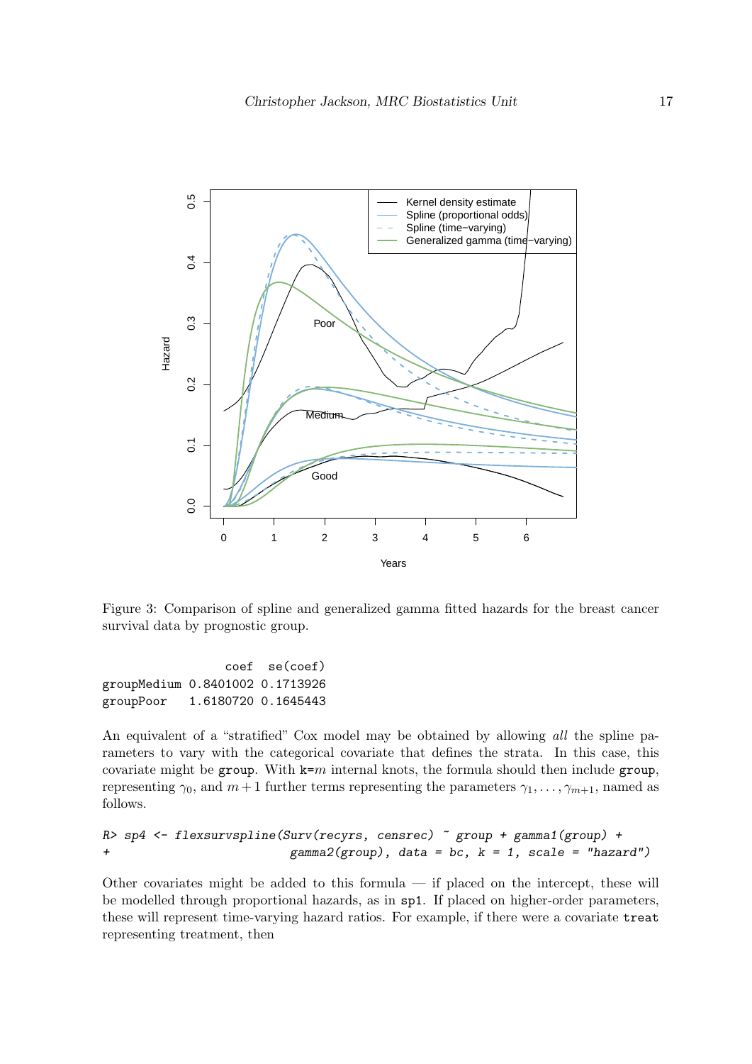Figure 3: Comparison of spline and generalized gamma fitted hazards for the breast cancer survival data by prognostic group.

```
                 coef  se(coef)
groupMedium 0.8401002 0.1713926
groupPoor   1.6180720 0.1645443
```

An equivalent of a "stratified" Cox model may be obtained by allowing *all* the spline parameters to vary with the categorical covariate that defines the strata. In this case, this covariate might be `group`. With `k=`$m$ internal knots, the formula should then include `group`, representing $\gamma_0$, and $m+1$ further terms representing the parameters $\gamma_1, \ldots, \gamma_{m+1}$, named as follows.

```
R> sp4 <- flexsurvspline(Surv(recyrs, censrec) ~ group + gamma1(group) +
+                           gamma2(group), data = bc, k = 1, scale = "hazard")
```

Other covariates might be added to this formula — if placed on the intercept, these will be modelled through proportional hazards, as in `sp1`. If placed on higher-order parameters, these will represent time-varying hazard ratios. For example, if there were a covariate `treat` representing treatment, then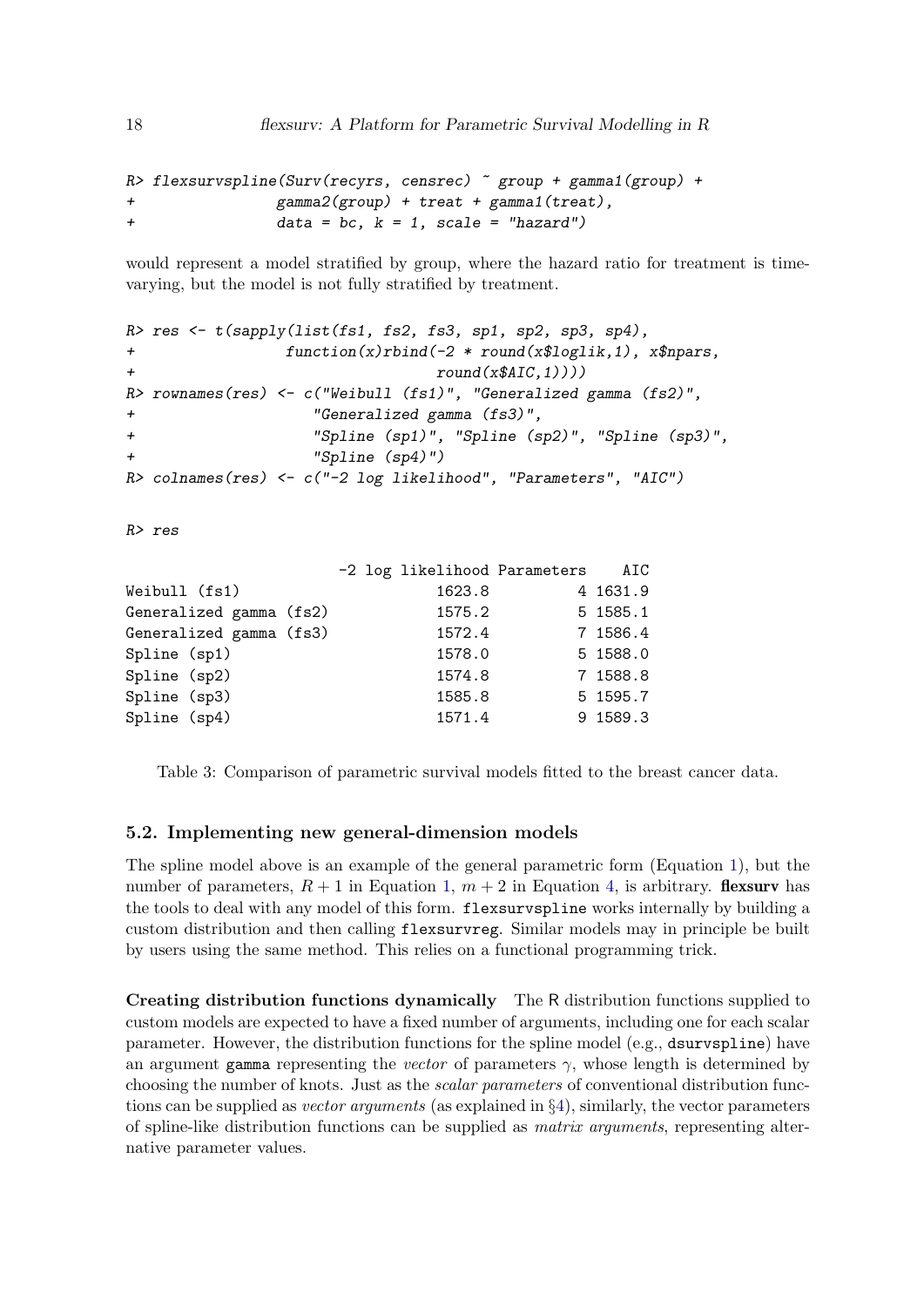```
R> flexsurvspline(Surv(recyrs, censrec) ~ group + gamma1(group) +
+                gamma2(group) + treat + gamma1(treat),
+                data = bc, k = 1, scale = "hazard")
```

would represent a model stratified by group, where the hazard ratio for treatment is time-varying, but the model is not fully stratified by treatment.

```
R> res <- t(sapply(list(fs1, fs2, fs3, sp1, sp2, sp3, sp4),
+                 function(x)rbind(-2 * round(x$loglik,1), x$npars,
+                                  round(x$AIC,1))))
R> rownames(res) <- c("Weibull (fs1)", "Generalized gamma (fs2)",
+                    "Generalized gamma (fs3)",
+                    "Spline (sp1)", "Spline (sp2)", "Spline (sp3)",
+                    "Spline (sp4)")
R> colnames(res) <- c("-2 log likelihood", "Parameters", "AIC")
```

```
R> res
```

```
                        -2 log likelihood Parameters    AIC
Weibull (fs1)                      1623.8          4 1631.9
Generalized gamma (fs2)            1575.2          5 1585.1
Generalized gamma (fs3)            1572.4          7 1586.4
Spline (sp1)                       1578.0          5 1588.0
Spline (sp2)                       1574.8          7 1588.8
Spline (sp3)                       1585.8          5 1595.7
Spline (sp4)                       1571.4          9 1589.3
```

Table 3: Comparison of parametric survival models fitted to the breast cancer data.

### 5.2. Implementing new general-dimension models

The spline model above is an example of the general parametric form (Equation 1), but the number of parameters, $R + 1$ in Equation 1, $m + 2$ in Equation 4, is arbitrary. **flexsurv** has the tools to deal with any model of this form. `flexsurvspline` works internally by building a custom distribution and then calling `flexsurvreg`. Similar models may in principle be built by users using the same method. This relies on a functional programming trick.

**Creating distribution functions dynamically** The R distribution functions supplied to custom models are expected to have a fixed number of arguments, including one for each scalar parameter. However, the distribution functions for the spline model (e.g., `dsurvspline`) have an argument `gamma` representing the *vector* of parameters $\gamma$, whose length is determined by choosing the number of knots. Just as the *scalar parameters* of conventional distribution functions can be supplied as *vector arguments* (as explained in §4), similarly, the vector parameters of spline-like distribution functions can be supplied as *matrix arguments*, representing alternative parameter values.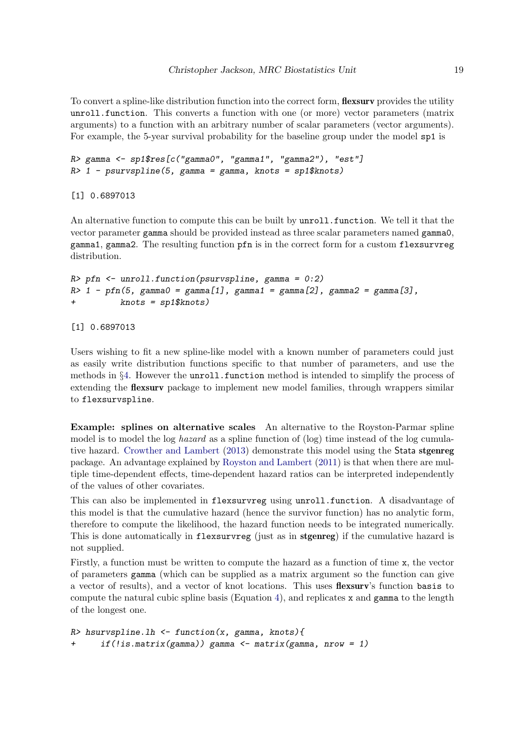To convert a spline-like distribution function into the correct form, **flexsurv** provides the utility `unroll.function`. This converts a function with one (or more) vector parameters (matrix arguments) to a function with an arbitrary number of scalar parameters (vector arguments). For example, the 5-year survival probability for the baseline group under the model `sp1` is

```
R> gamma <- sp1$res[c("gamma0", "gamma1", "gamma2"), "est"]
R> 1 - psurvspline(5, gamma = gamma, knots = sp1$knots)
```

```
[1] 0.6897013
```

An alternative function to compute this can be built by `unroll.function`. We tell it that the vector parameter `gamma` should be provided instead as three scalar parameters named `gamma0`, `gamma1`, `gamma2`. The resulting function `pfn` is in the correct form for a custom `flexsurvreg` distribution.

```
R> pfn <- unroll.function(psurvspline, gamma = 0:2)
R> 1 - pfn(5, gamma0 = gamma[1], gamma1 = gamma[2], gamma2 = gamma[3],
+          knots = sp1$knots)
```

```
[1] 0.6897013
```

Users wishing to fit a new spline-like model with a known number of parameters could just as easily write distribution functions specific to that number of parameters, and use the methods in §4. However the `unroll.function` method is intended to simplify the process of extending the **flexsurv** package to implement new model families, through wrappers similar to `flexsurvspline`.

**Example: splines on alternative scales** An alternative to the Royston-Parmar spline model is to model the log *hazard* as a spline function of (log) time instead of the log cumulative hazard. Crowther and Lambert (2013) demonstrate this model using the Stata **stgenreg** package. An advantage explained by Royston and Lambert (2011) is that when there are multiple time-dependent effects, time-dependent hazard ratios can be interpreted independently of the values of other covariates.

This can also be implemented in `flexsurvreg` using `unroll.function`. A disadvantage of this model is that the cumulative hazard (hence the survivor function) has no analytic form, therefore to compute the likelihood, the hazard function needs to be integrated numerically. This is done automatically in `flexsurvreg` (just as in **stgenreg**) if the cumulative hazard is not supplied.

Firstly, a function must be written to compute the hazard as a function of time `x`, the vector of parameters `gamma` (which can be supplied as a matrix argument so the function can give a vector of results), and a vector of knot locations. This uses **flexsurv**'s function `basis` to compute the natural cubic spline basis (Equation 4), and replicates `x` and `gamma` to the length of the longest one.

```
R> hsurvspline.lh <- function(x, gamma, knots){
+     if(!is.matrix(gamma)) gamma <- matrix(gamma, nrow = 1)
```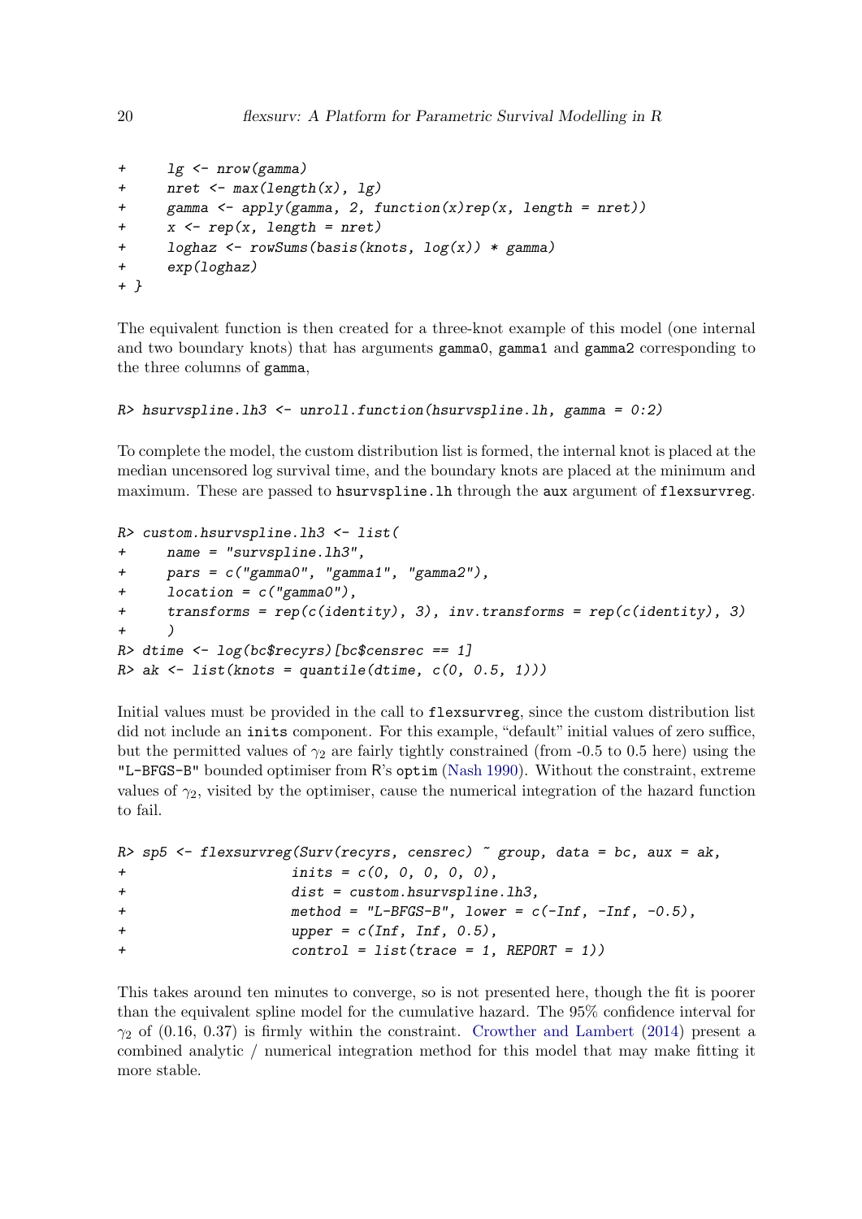```
+     lg <- nrow(gamma)
+     nret <- max(length(x), lg)
+     gamma <- apply(gamma, 2, function(x)rep(x, length = nret))
+     x <- rep(x, length = nret)
+     loghaz <- rowSums(basis(knots, log(x)) * gamma)
+     exp(loghaz)
+ }
```

The equivalent function is then created for a three-knot example of this model (one internal and two boundary knots) that has arguments `gamma0`, `gamma1` and `gamma2` corresponding to the three columns of `gamma`,

```
R> hsurvspline.lh3 <- unroll.function(hsurvspline.lh, gamma = 0:2)
```

To complete the model, the custom distribution list is formed, the internal knot is placed at the median uncensored log survival time, and the boundary knots are placed at the minimum and maximum. These are passed to `hsurvspline.lh` through the `aux` argument of `flexsurvreg`.

```
R> custom.hsurvspline.lh3 <- list(
+     name = "survspline.lh3",
+     pars = c("gamma0", "gamma1", "gamma2"),
+     location = c("gamma0"),
+     transforms = rep(c(identity), 3), inv.transforms = rep(c(identity), 3)
+     )
R> dtime <- log(bc$recyrs)[bc$censrec == 1]
R> ak <- list(knots = quantile(dtime, c(0, 0.5, 1)))
```

Initial values must be provided in the call to `flexsurvreg`, since the custom distribution list did not include an `inits` component. For this example, "default" initial values of zero suffice, but the permitted values of $\gamma_2$ are fairly tightly constrained (from -0.5 to 0.5 here) using the `"L-BFGS-B"` bounded optimiser from R's `optim` (Nash 1990). Without the constraint, extreme values of $\gamma_2$, visited by the optimiser, cause the numerical integration of the hazard function to fail.

```
R> sp5 <- flexsurvreg(Surv(recyrs, censrec) ~ group, data = bc, aux = ak,
+                     inits = c(0, 0, 0, 0, 0),
+                     dist = custom.hsurvspline.lh3,
+                     method = "L-BFGS-B", lower = c(-Inf, -Inf, -0.5),
+                     upper = c(Inf, Inf, 0.5),
+                     control = list(trace = 1, REPORT = 1))
```

This takes around ten minutes to converge, so is not presented here, though the fit is poorer than the equivalent spline model for the cumulative hazard. The 95% confidence interval for $\gamma_2$ of (0.16, 0.37) is firmly within the constraint. Crowther and Lambert (2014) present a combined analytic / numerical integration method for this model that may make fitting it more stable.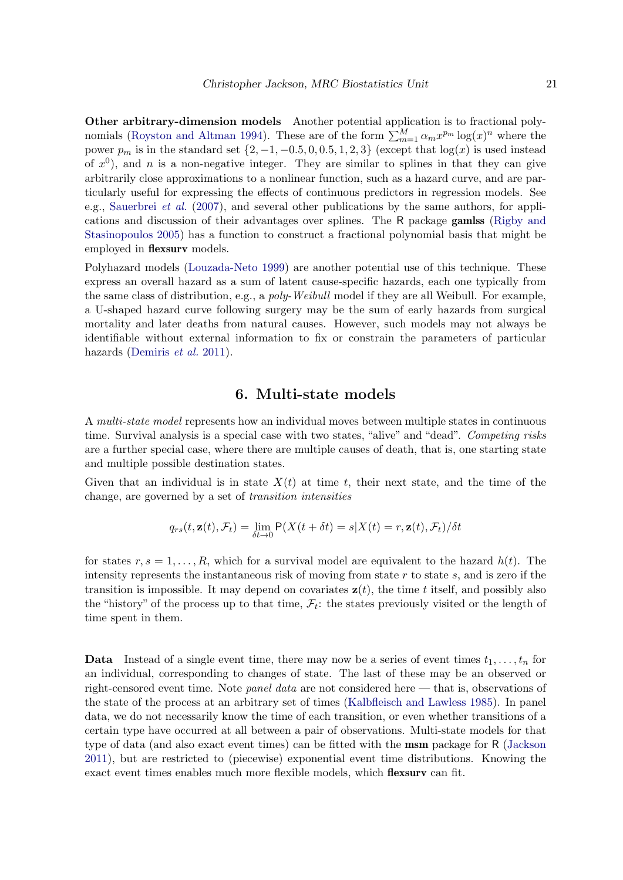**Other arbitrary-dimension models** Another potential application is to fractional polynomials (Royston and Altman 1994). These are of the form $\sum_{m=1}^{M} \alpha_m x^{p_m} \log(x)^n$ where the power $p_m$ is in the standard set $\{2, -1, -0.5, 0, 0.5, 1, 2, 3\}$ (except that $\log(x)$ is used instead of $x^0$), and $n$ is a non-negative integer. They are similar to splines in that they can give arbitrarily close approximations to a nonlinear function, such as a hazard curve, and are particularly useful for expressing the effects of continuous predictors in regression models. See e.g., Sauerbrei *et al.* (2007), and several other publications by the same authors, for applications and discussion of their advantages over splines. The R package **gamlss** (Rigby and Stasinopoulos 2005) has a function to construct a fractional polynomial basis that might be employed in **flexsurv** models.

Polyhazard models (Louzada-Neto 1999) are another potential use of this technique. These express an overall hazard as a sum of latent cause-specific hazards, each one typically from the same class of distribution, e.g., a *poly-Weibull* model if they are all Weibull. For example, a U-shaped hazard curve following surgery may be the sum of early hazards from surgical mortality and later deaths from natural causes. However, such models may not always be identifiable without external information to fix or constrain the parameters of particular hazards (Demiris *et al.* 2011).

# 6. Multi-state models

A *multi-state model* represents how an individual moves between multiple states in continuous time. Survival analysis is a special case with two states, "alive" and "dead". *Competing risks* are a further special case, where there are multiple causes of death, that is, one starting state and multiple possible destination states.

Given that an individual is in state $X(t)$ at time $t$, their next state, and the time of the change, are governed by a set of *transition intensities*

$$q_{rs}(t, \mathbf{z}(t), \mathcal{F}_t) = \lim_{\delta t \to 0} \mathsf{P}(X(t + \delta t) = s | X(t) = r, \mathbf{z}(t), \mathcal{F}_t)/\delta t$$

for states $r, s = 1, \ldots, R$, which for a survival model are equivalent to the hazard $h(t)$. The intensity represents the instantaneous risk of moving from state $r$ to state $s$, and is zero if the transition is impossible. It may depend on covariates $\mathbf{z}(t)$, the time $t$ itself, and possibly also the "history" of the process up to that time, $\mathcal{F}_t$: the states previously visited or the length of time spent in them.

**Data** Instead of a single event time, there may now be a series of event times $t_1, \ldots, t_n$ for an individual, corresponding to changes of state. The last of these may be an observed or right-censored event time. Note *panel data* are not considered here — that is, observations of the state of the process at an arbitrary set of times (Kalbfleisch and Lawless 1985). In panel data, we do not necessarily know the time of each transition, or even whether transitions of a certain type have occurred at all between a pair of observations. Multi-state models for that type of data (and also exact event times) can be fitted with the **msm** package for R (Jackson 2011), but are restricted to (piecewise) exponential event time distributions. Knowing the exact event times enables much more flexible models, which **flexsurv** can fit.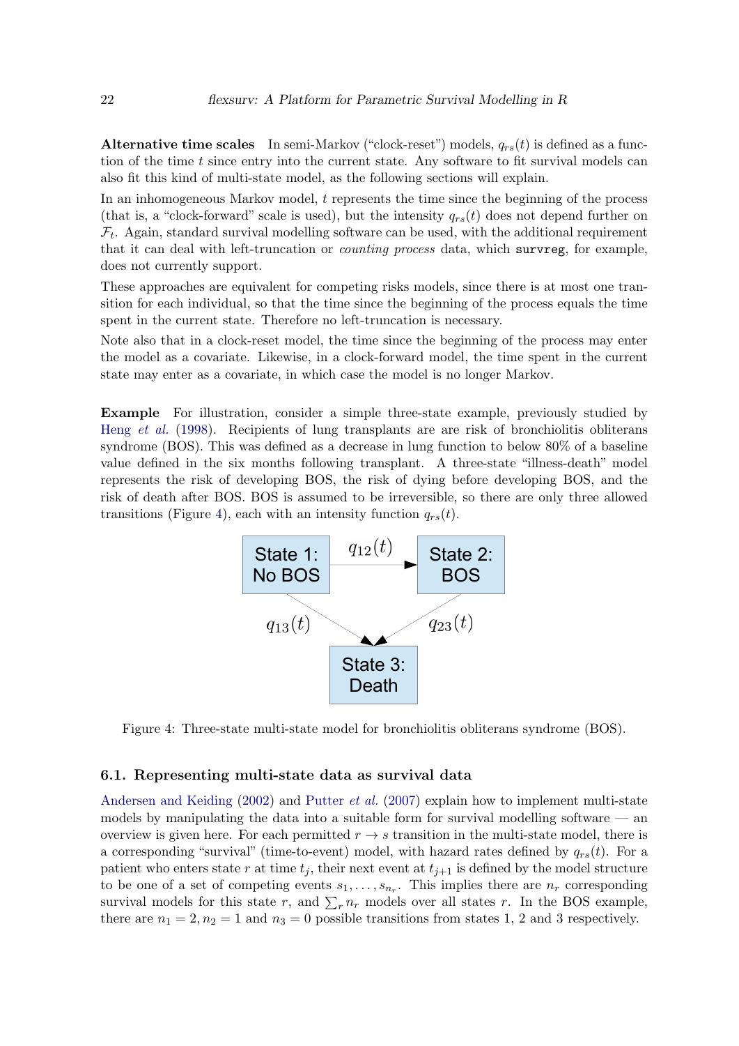**Alternative time scales** In semi-Markov ("clock-reset") models, $q_{rs}(t)$ is defined as a function of the time $t$ since entry into the current state. Any software to fit survival models can also fit this kind of multi-state model, as the following sections will explain.

In an inhomogeneous Markov model, $t$ represents the time since the beginning of the process (that is, a "clock-forward" scale is used), but the intensity $q_{rs}(t)$ does not depend further on $\mathcal{F}_t$. Again, standard survival modelling software can be used, with the additional requirement that it can deal with left-truncation or *counting process* data, which `survreg`, for example, does not currently support.

These approaches are equivalent for competing risks models, since there is at most one transition for each individual, so that the time since the beginning of the process equals the time spent in the current state. Therefore no left-truncation is necessary.

Note also that in a clock-reset model, the time since the beginning of the process may enter the model as a covariate. Likewise, in a clock-forward model, the time spent in the current state may enter as a covariate, in which case the model is no longer Markov.

**Example** For illustration, consider a simple three-state example, previously studied by Heng *et al.* (1998). Recipients of lung transplants are are risk of bronchiolitis obliterans syndrome (BOS). This was defined as a decrease in lung function to below 80% of a baseline value defined in the six months following transplant. A three-state "illness-death" model represents the risk of developing BOS, the risk of dying before developing BOS, and the risk of death after BOS. BOS is assumed to be irreversible, so there are only three allowed transitions (Figure 4), each with an intensity function $q_{rs}(t)$.

Figure 4: Three-state multi-state model for bronchiolitis obliterans syndrome (BOS).

### 6.1. Representing multi-state data as survival data

Andersen and Keiding (2002) and Putter *et al.* (2007) explain how to implement multi-state models by manipulating the data into a suitable form for survival modelling software — an overview is given here. For each permitted $r \to s$ transition in the multi-state model, there is a corresponding "survival" (time-to-event) model, with hazard rates defined by $q_{rs}(t)$. For a patient who enters state $r$ at time $t_j$, their next event at $t_{j+1}$ is defined by the model structure to be one of a set of competing events $s_1, \ldots, s_{n_r}$. This implies there are $n_r$ corresponding survival models for this state $r$, and $\sum_r n_r$ models over all states $r$. In the BOS example, there are $n_1 = 2, n_2 = 1$ and $n_3 = 0$ possible transitions from states 1, 2 and 3 respectively.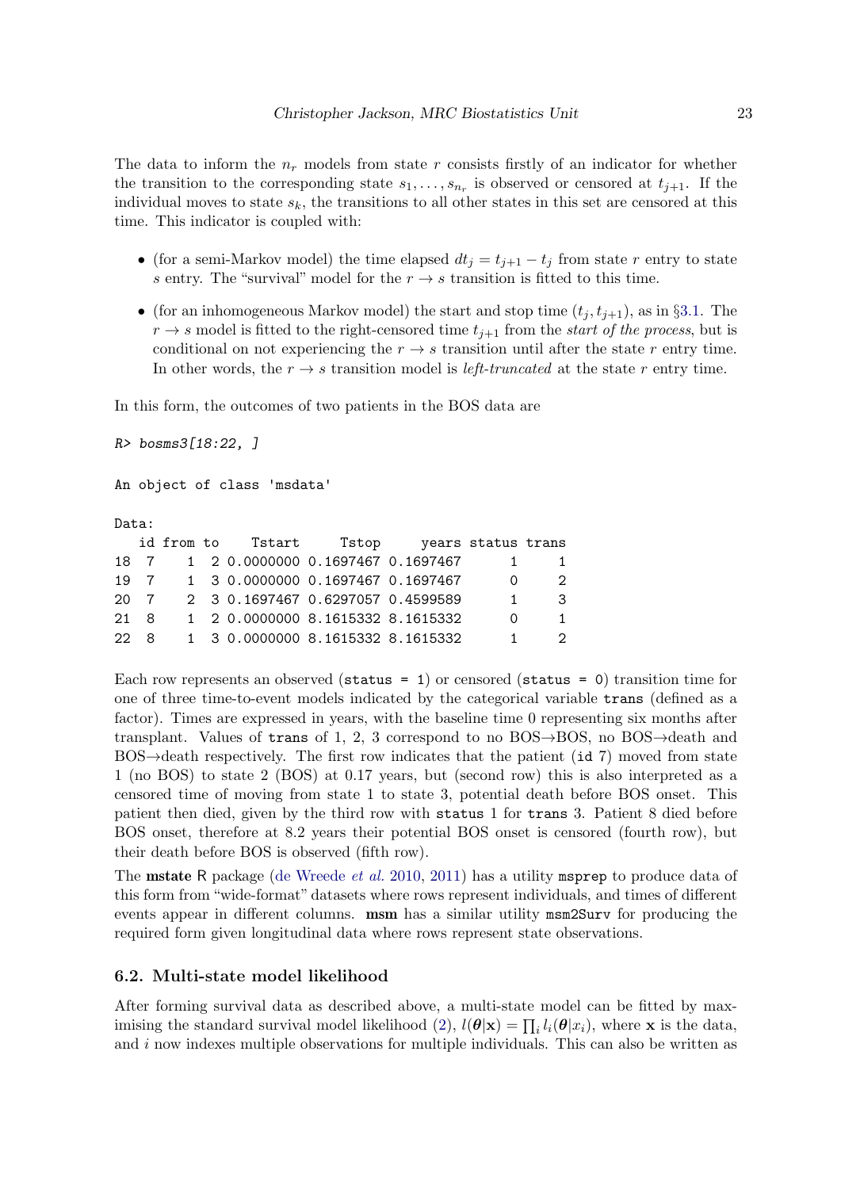The data to inform the $n_r$ models from state $r$ consists firstly of an indicator for whether the transition to the corresponding state $s_1, \ldots, s_{n_r}$ is observed or censored at $t_{j+1}$. If the individual moves to state $s_k$, the transitions to all other states in this set are censored at this time. This indicator is coupled with:

- (for a semi-Markov model) the time elapsed $dt_j = t_{j+1} - t_j$ from state $r$ entry to state $s$ entry. The "survival" model for the $r \to s$ transition is fitted to this time.
- (for an inhomogeneous Markov model) the start and stop time $(t_j, t_{j+1})$, as in §3.1. The $r \to s$ model is fitted to the right-censored time $t_{j+1}$ from the *start of the process*, but is conditional on not experiencing the $r \to s$ transition until after the state $r$ entry time. In other words, the $r \to s$ transition model is *left-truncated* at the state $r$ entry time.

In this form, the outcomes of two patients in the BOS data are

```
R> bosms3[18:22, ]

An object of class 'msdata'

Data:
   id from to    Tstart     Tstop     years status trans
18  7    1  2 0.0000000 0.1697467 0.1697467      1     1
19  7    1  3 0.0000000 0.1697467 0.1697467      0     2
20  7    2  3 0.1697467 0.6297057 0.4599589      1     3
21  8    1  2 0.0000000 8.1615332 8.1615332      0     1
22  8    1  3 0.0000000 8.1615332 8.1615332      1     2
```

Each row represents an observed (`status = 1`) or censored (`status = 0`) transition time for one of three time-to-event models indicated by the categorical variable `trans` (defined as a factor). Times are expressed in years, with the baseline time 0 representing six months after transplant. Values of `trans` of 1, 2, 3 correspond to no BOS→BOS, no BOS→death and BOS→death respectively. The first row indicates that the patient (`id` 7) moved from state 1 (no BOS) to state 2 (BOS) at 0.17 years, but (second row) this is also interpreted as a censored time of moving from state 1 to state 3, potential death before BOS onset. This patient then died, given by the third row with `status` 1 for `trans` 3. Patient 8 died before BOS onset, therefore at 8.2 years their potential BOS onset is censored (fourth row), but their death before BOS is observed (fifth row).

The **mstate** R package (de Wreede *et al.* 2010, 2011) has a utility `msprep` to produce data of this form from "wide-format" datasets where rows represent individuals, and times of different events appear in different columns. **msm** has a similar utility `msm2Surv` for producing the required form given longitudinal data where rows represent state observations.

### 6.2. Multi-state model likelihood

After forming survival data as described above, a multi-state model can be fitted by maximising the standard survival model likelihood (2), $l(\boldsymbol{\theta}|\mathbf{x}) = \prod_i l_i(\boldsymbol{\theta}|x_i)$, where $\mathbf{x}$ is the data, and $i$ now indexes multiple observations for multiple individuals. This can also be written as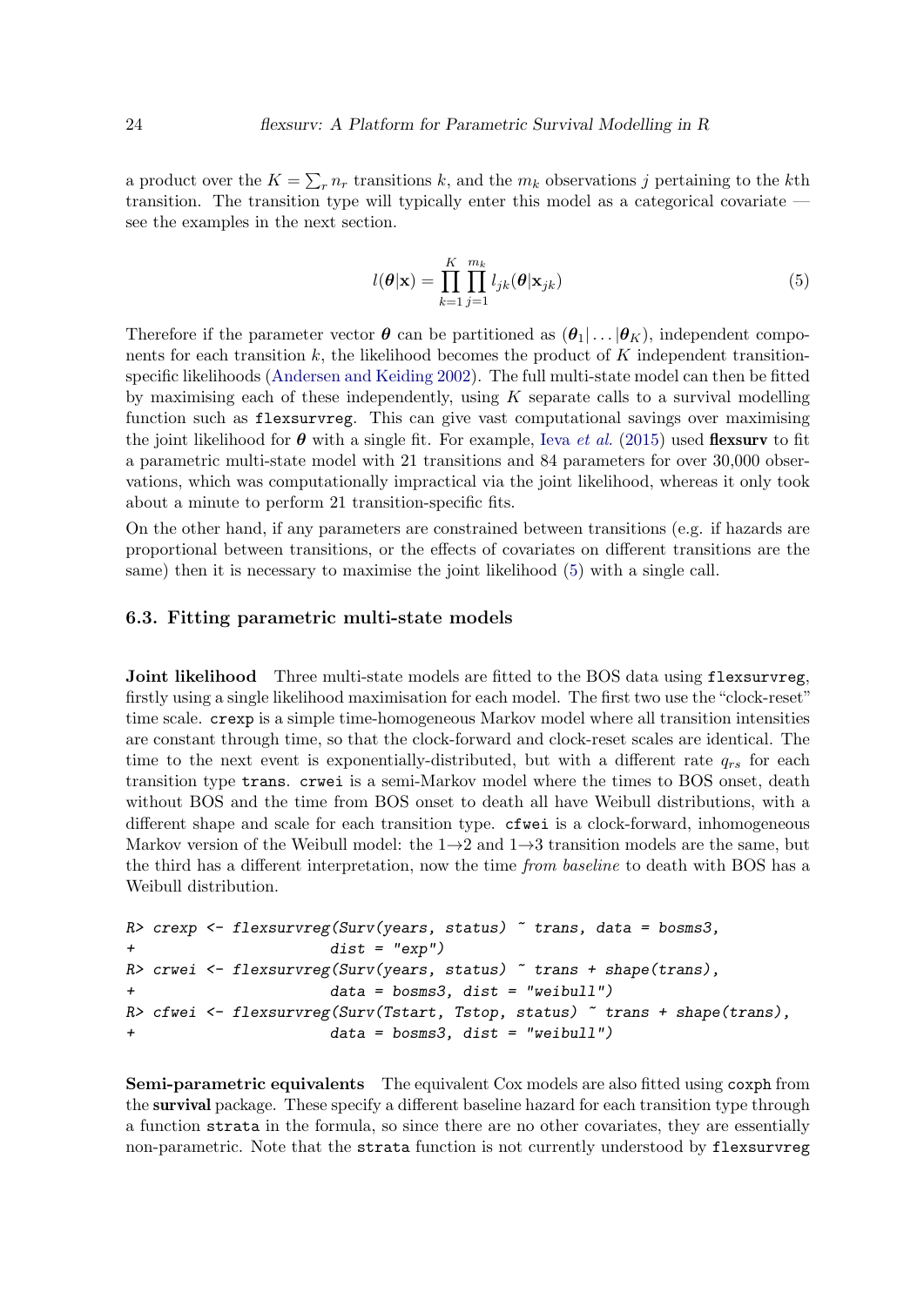a product over the $K = \sum_r n_r$ transitions $k$, and the $m_k$ observations $j$ pertaining to the $k$th transition. The transition type will typically enter this model as a categorical covariate — see the examples in the next section.

$$l(\boldsymbol{\theta}|\mathbf{x}) = \prod_{k=1}^{K} \prod_{j=1}^{m_k} l_{jk}(\boldsymbol{\theta}|\mathbf{x}_{jk}) \tag{5}$$

Therefore if the parameter vector $\boldsymbol{\theta}$ can be partitioned as $(\boldsymbol{\theta}_1|\ldots|\boldsymbol{\theta}_K)$, independent components for each transition $k$, the likelihood becomes the product of $K$ independent transition-specific likelihoods (Andersen and Keiding 2002). The full multi-state model can then be fitted by maximising each of these independently, using $K$ separate calls to a survival modelling function such as `flexsurvreg`. This can give vast computational savings over maximising the joint likelihood for $\boldsymbol{\theta}$ with a single fit. For example, Ieva *et al.* (2015) used **flexsurv** to fit a parametric multi-state model with 21 transitions and 84 parameters for over 30,000 observations, which was computationally impractical via the joint likelihood, whereas it only took about a minute to perform 21 transition-specific fits.

On the other hand, if any parameters are constrained between transitions (e.g. if hazards are proportional between transitions, or the effects of covariates on different transitions are the same) then it is necessary to maximise the joint likelihood (5) with a single call.

### 6.3. Fitting parametric multi-state models

**Joint likelihood** Three multi-state models are fitted to the BOS data using `flexsurvreg`, firstly using a single likelihood maximisation for each model. The first two use the "clock-reset" time scale. `crexp` is a simple time-homogeneous Markov model where all transition intensities are constant through time, so that the clock-forward and clock-reset scales are identical. The time to the next event is exponentially-distributed, but with a different rate $q_{rs}$ for each transition type `trans`. `crwei` is a semi-Markov model where the times to BOS onset, death without BOS and the time from BOS onset to death all have Weibull distributions, with a different shape and scale for each transition type. `cfwei` is a clock-forward, inhomogeneous Markov version of the Weibull model: the 1→2 and 1→3 transition models are the same, but the third has a different interpretation, now the time *from baseline* to death with BOS has a Weibull distribution.

```
R> crexp <- flexsurvreg(Surv(years, status) ~ trans, data = bosms3,
+                       dist = "exp")
R> crwei <- flexsurvreg(Surv(years, status) ~ trans + shape(trans),
+                       data = bosms3, dist = "weibull")
R> cfwei <- flexsurvreg(Surv(Tstart, Tstop, status) ~ trans + shape(trans),
+                       data = bosms3, dist = "weibull")
```

**Semi-parametric equivalents** The equivalent Cox models are also fitted using `coxph` from the **survival** package. These specify a different baseline hazard for each transition type through a function `strata` in the formula, so since there are no other covariates, they are essentially non-parametric. Note that the `strata` function is not currently understood by `flexsurvreg`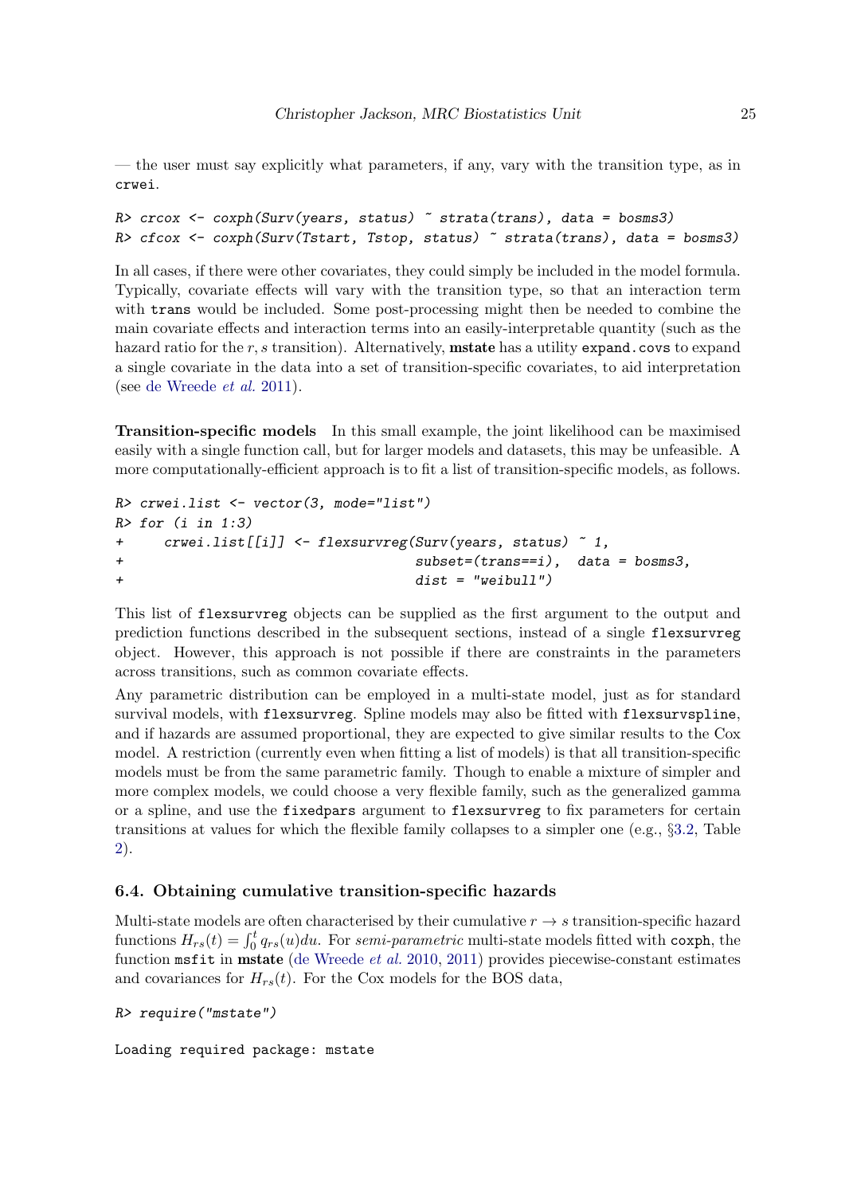— the user must say explicitly what parameters, if any, vary with the transition type, as in `crwei`.

```
R> crcox <- coxph(Surv(years, status) ~ strata(trans), data = bosms3)
R> cfcox <- coxph(Surv(Tstart, Tstop, status) ~ strata(trans), data = bosms3)
```

In all cases, if there were other covariates, they could simply be included in the model formula. Typically, covariate effects will vary with the transition type, so that an interaction term with `trans` would be included. Some post-processing might then be needed to combine the main covariate effects and interaction terms into an easily-interpretable quantity (such as the hazard ratio for the $r, s$ transition). Alternatively, **mstate** has a utility `expand.covs` to expand a single covariate in the data into a set of transition-specific covariates, to aid interpretation (see de Wreede *et al.* 2011).

**Transition-specific models** In this small example, the joint likelihood can be maximised easily with a single function call, but for larger models and datasets, this may be unfeasible. A more computationally-efficient approach is to fit a list of transition-specific models, as follows.

```
R> crwei.list <- vector(3, mode="list")
R> for (i in 1:3)
+     crwei.list[[i]] <- flexsurvreg(Surv(years, status) ~ 1,
+                                    subset=(trans==i),  data = bosms3,
+                                    dist = "weibull")
```

This list of `flexsurvreg` objects can be supplied as the first argument to the output and prediction functions described in the subsequent sections, instead of a single `flexsurvreg` object. However, this approach is not possible if there are constraints in the parameters across transitions, such as common covariate effects.

Any parametric distribution can be employed in a multi-state model, just as for standard survival models, with `flexsurvreg`. Spline models may also be fitted with `flexsurvspline`, and if hazards are assumed proportional, they are expected to give similar results to the Cox model. A restriction (currently even when fitting a list of models) is that all transition-specific models must be from the same parametric family. Though to enable a mixture of simpler and more complex models, we could choose a very flexible family, such as the generalized gamma or a spline, and use the `fixedpars` argument to `flexsurvreg` to fix parameters for certain transitions at values for which the flexible family collapses to a simpler one (e.g., §3.2, Table 2).

### 6.4. Obtaining cumulative transition-specific hazards

Multi-state models are often characterised by their cumulative $r \rightarrow s$ transition-specific hazard functions $H_{rs}(t) = \int_0^t q_{rs}(u)du$. For *semi-parametric* multi-state models fitted with `coxph`, the function `msfit` in **mstate** (de Wreede *et al.* 2010, 2011) provides piecewise-constant estimates and covariances for $H_{rs}(t)$. For the Cox models for the BOS data,

```
R> require("mstate")

Loading required package: mstate
```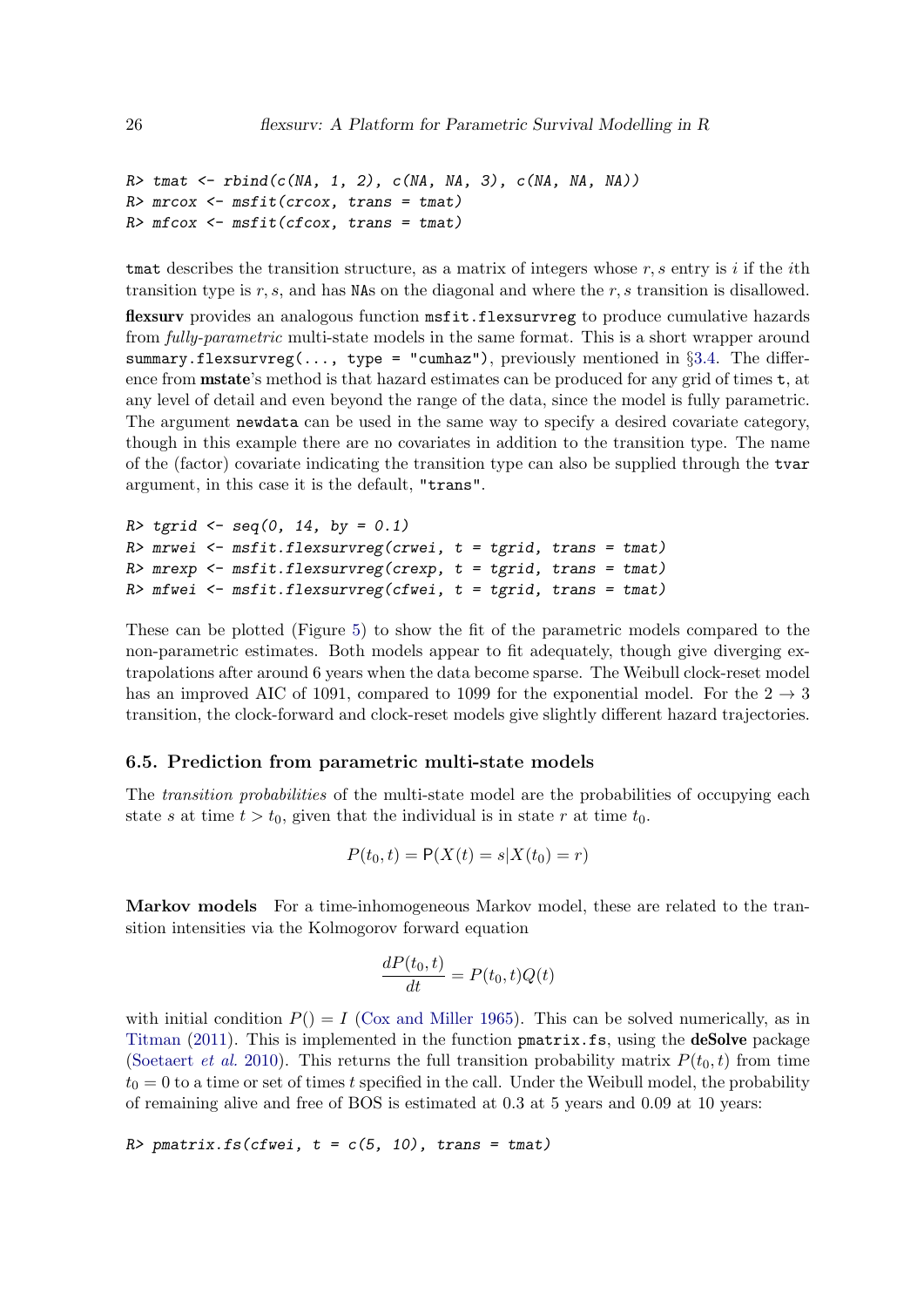```
R> tmat <- rbind(c(NA, 1, 2), c(NA, NA, 3), c(NA, NA, NA))
R> mrcox <- msfit(crcox, trans = tmat)
R> mfcox <- msfit(cfcox, trans = tmat)
```

`tmat` describes the transition structure, as a matrix of integers whose $r, s$ entry is $i$ if the $i$th transition type is $r, s$, and has `NA`s on the diagonal and where the $r, s$ transition is disallowed.

**flexsurv** provides an analogous function `msfit.flexsurvreg` to produce cumulative hazards from *fully-parametric* multi-state models in the same format. This is a short wrapper around `summary.flexsurvreg(..., type = "cumhaz")`, previously mentioned in §3.4. The difference from **mstate**'s method is that hazard estimates can be produced for any grid of times `t`, at any level of detail and even beyond the range of the data, since the model is fully parametric. The argument `newdata` can be used in the same way to specify a desired covariate category, though in this example there are no covariates in addition to the transition type. The name of the (factor) covariate indicating the transition type can also be supplied through the `tvar` argument, in this case it is the default, `"trans"`.

```
R> tgrid <- seq(0, 14, by = 0.1)
R> mrwei <- msfit.flexsurvreg(crwei, t = tgrid, trans = tmat)
R> mrexp <- msfit.flexsurvreg(crexp, t = tgrid, trans = tmat)
R> mfwei <- msfit.flexsurvreg(cfwei, t = tgrid, trans = tmat)
```

These can be plotted (Figure 5) to show the fit of the parametric models compared to the non-parametric estimates. Both models appear to fit adequately, though give diverging extrapolations after around 6 years when the data become sparse. The Weibull clock-reset model has an improved AIC of 1091, compared to 1099 for the exponential model. For the $2 \rightarrow 3$ transition, the clock-forward and clock-reset models give slightly different hazard trajectories.

### 6.5. Prediction from parametric multi-state models

The *transition probabilities* of the multi-state model are the probabilities of occupying each state $s$ at time $t > t_0$, given that the individual is in state $r$ at time $t_0$.

$$P(t_0, t) = \mathsf{P}(X(t) = s | X(t_0) = r)$$

**Markov models** For a time-inhomogeneous Markov model, these are related to the transition intensities via the Kolmogorov forward equation

$$\frac{dP(t_0, t)}{dt} = P(t_0, t) Q(t)$$

with initial condition $P() = I$ (Cox and Miller 1965). This can be solved numerically, as in Titman (2011). This is implemented in the function `pmatrix.fs`, using the **deSolve** package (Soetaert *et al.* 2010). This returns the full transition probability matrix $P(t_0, t)$ from time $t_0 = 0$ to a time or set of times $t$ specified in the call. Under the Weibull model, the probability of remaining alive and free of BOS is estimated at 0.3 at 5 years and 0.09 at 10 years:

```
R> pmatrix.fs(cfwei, t = c(5, 10), trans = tmat)
```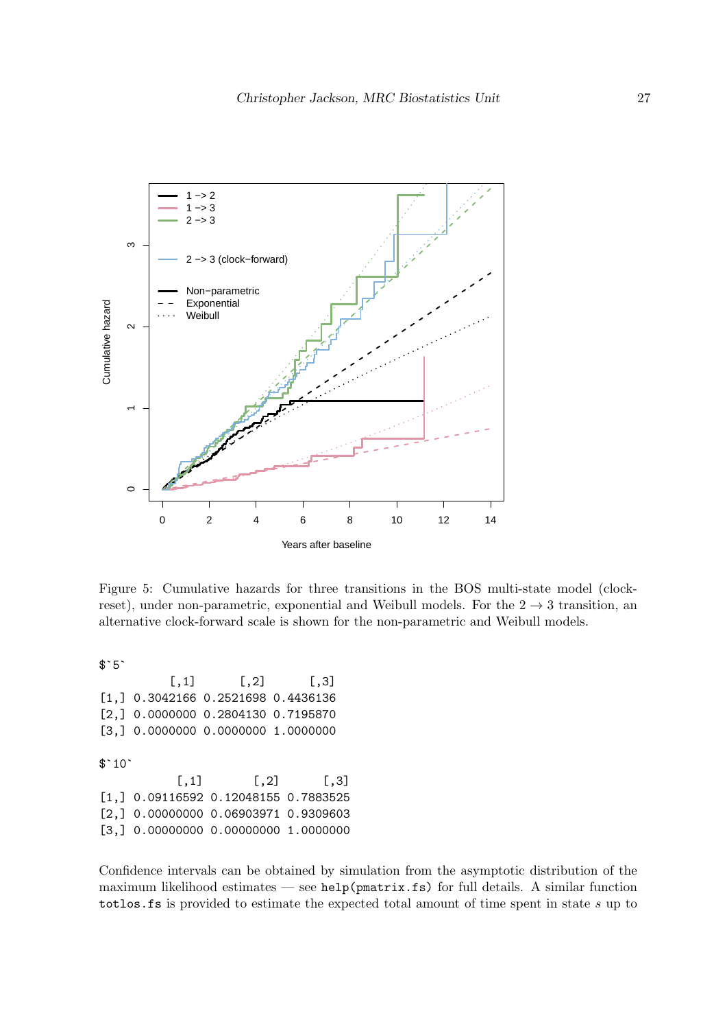Figure 5: Cumulative hazards for three transitions in the BOS multi-state model (clock-reset), under non-parametric, exponential and Weibull models. For the $2 \rightarrow 3$ transition, an alternative clock-forward scale is shown for the non-parametric and Weibull models.

```
$`5`
          [,1]      [,2]      [,3]
[1,] 0.3042166 0.2521698 0.4436136
[2,] 0.0000000 0.2804130 0.7195870
[3,] 0.0000000 0.0000000 1.0000000

$`10`
           [,1]       [,2]      [,3]
[1,] 0.09116592 0.12048155 0.7883525
[2,] 0.00000000 0.06903971 0.9309603
[3,] 0.00000000 0.00000000 1.0000000
```

Confidence intervals can be obtained by simulation from the asymptotic distribution of the maximum likelihood estimates — see `help(pmatrix.fs)` for full details. A similar function `totlos.fs` is provided to estimate the expected total amount of time spent in state $s$ up to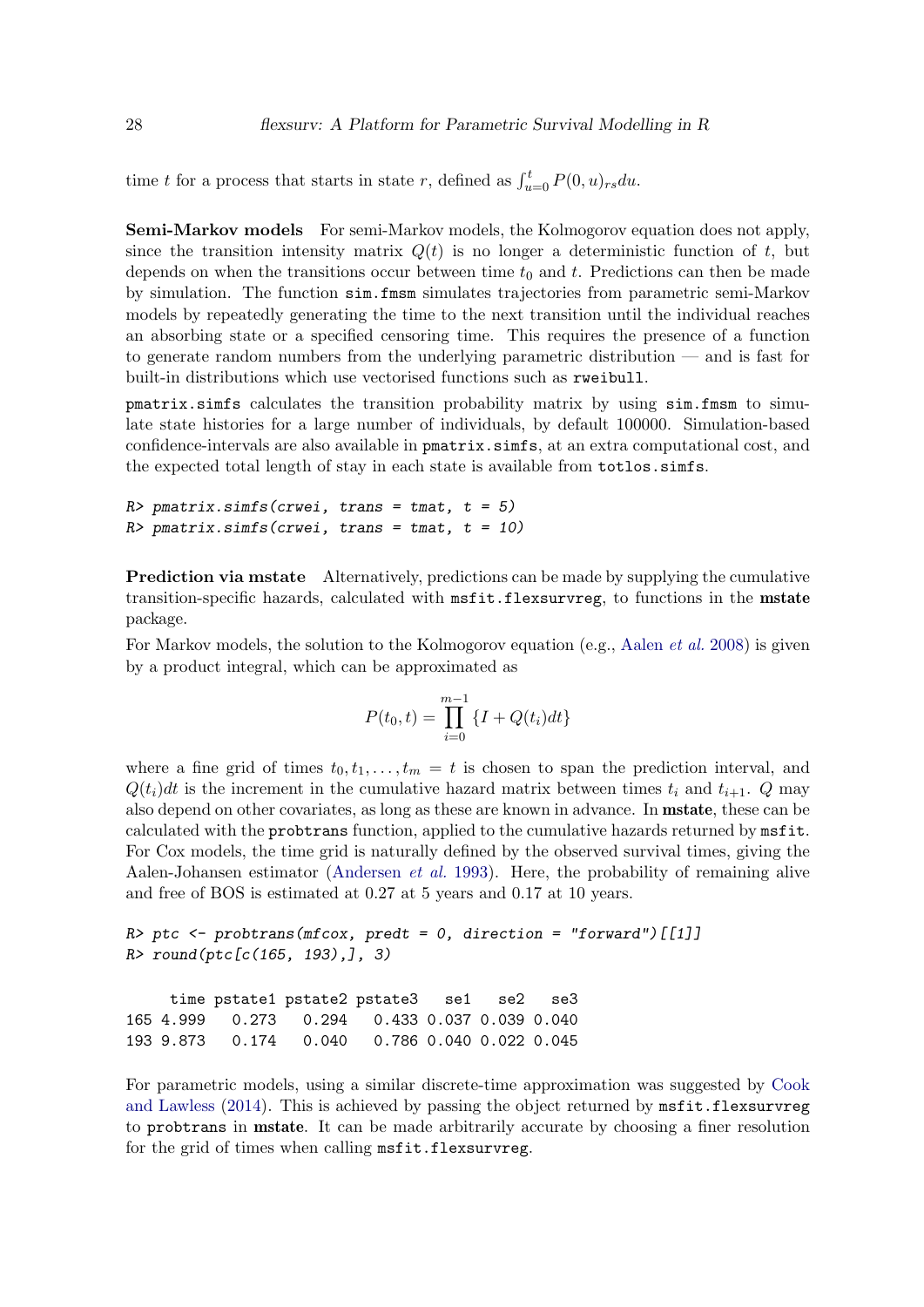time $t$ for a process that starts in state $r$, defined as $\int_{u=0}^{t} P(0,u)_{rs} du$.

**Semi-Markov models** For semi-Markov models, the Kolmogorov equation does not apply, since the transition intensity matrix $Q(t)$ is no longer a deterministic function of $t$, but depends on when the transitions occur between time $t_0$ and $t$. Predictions can then be made by simulation. The function `sim.fmsm` simulates trajectories from parametric semi-Markov models by repeatedly generating the time to the next transition until the individual reaches an absorbing state or a specified censoring time. This requires the presence of a function to generate random numbers from the underlying parametric distribution — and is fast for built-in distributions which use vectorised functions such as `rweibull`.

`pmatrix.simfs` calculates the transition probability matrix by using `sim.fmsm` to simulate state histories for a large number of individuals, by default 100000. Simulation-based confidence-intervals are also available in `pmatrix.simfs`, at an extra computational cost, and the expected total length of stay in each state is available from `totlos.simfs`.

```
R> pmatrix.simfs(crwei, trans = tmat, t = 5)
R> pmatrix.simfs(crwei, trans = tmat, t = 10)
```

**Prediction via mstate** Alternatively, predictions can be made by supplying the cumulative transition-specific hazards, calculated with `msfit.flexsurvreg`, to functions in the **mstate** package.

For Markov models, the solution to the Kolmogorov equation (e.g., Aalen *et al.* 2008) is given by a product integral, which can be approximated as

$$P(t_0, t) = \prod_{i=0}^{m-1} \{I + Q(t_i)dt\}$$

where a fine grid of times $t_0, t_1, \ldots, t_m = t$ is chosen to span the prediction interval, and $Q(t_i)dt$ is the increment in the cumulative hazard matrix between times $t_i$ and $t_{i+1}$. $Q$ may also depend on other covariates, as long as these are known in advance. In **mstate**, these can be calculated with the `probtrans` function, applied to the cumulative hazards returned by `msfit`. For Cox models, the time grid is naturally defined by the observed survival times, giving the Aalen-Johansen estimator (Andersen *et al.* 1993). Here, the probability of remaining alive and free of BOS is estimated at 0.27 at 5 years and 0.17 at 10 years.

```
R> ptc <- probtrans(mfcox, predt = 0, direction = "forward")[[1]]
R> round(ptc[c(165, 193),], 3)

     time pstate1 pstate2 pstate3   se1   se2   se3
165 4.999   0.273   0.294   0.433 0.037 0.039 0.040
193 9.873   0.174   0.040   0.786 0.040 0.022 0.045
```

For parametric models, using a similar discrete-time approximation was suggested by Cook and Lawless (2014). This is achieved by passing the object returned by `msfit.flexsurvreg` to `probtrans` in **mstate**. It can be made arbitrarily accurate by choosing a finer resolution for the grid of times when calling `msfit.flexsurvreg`.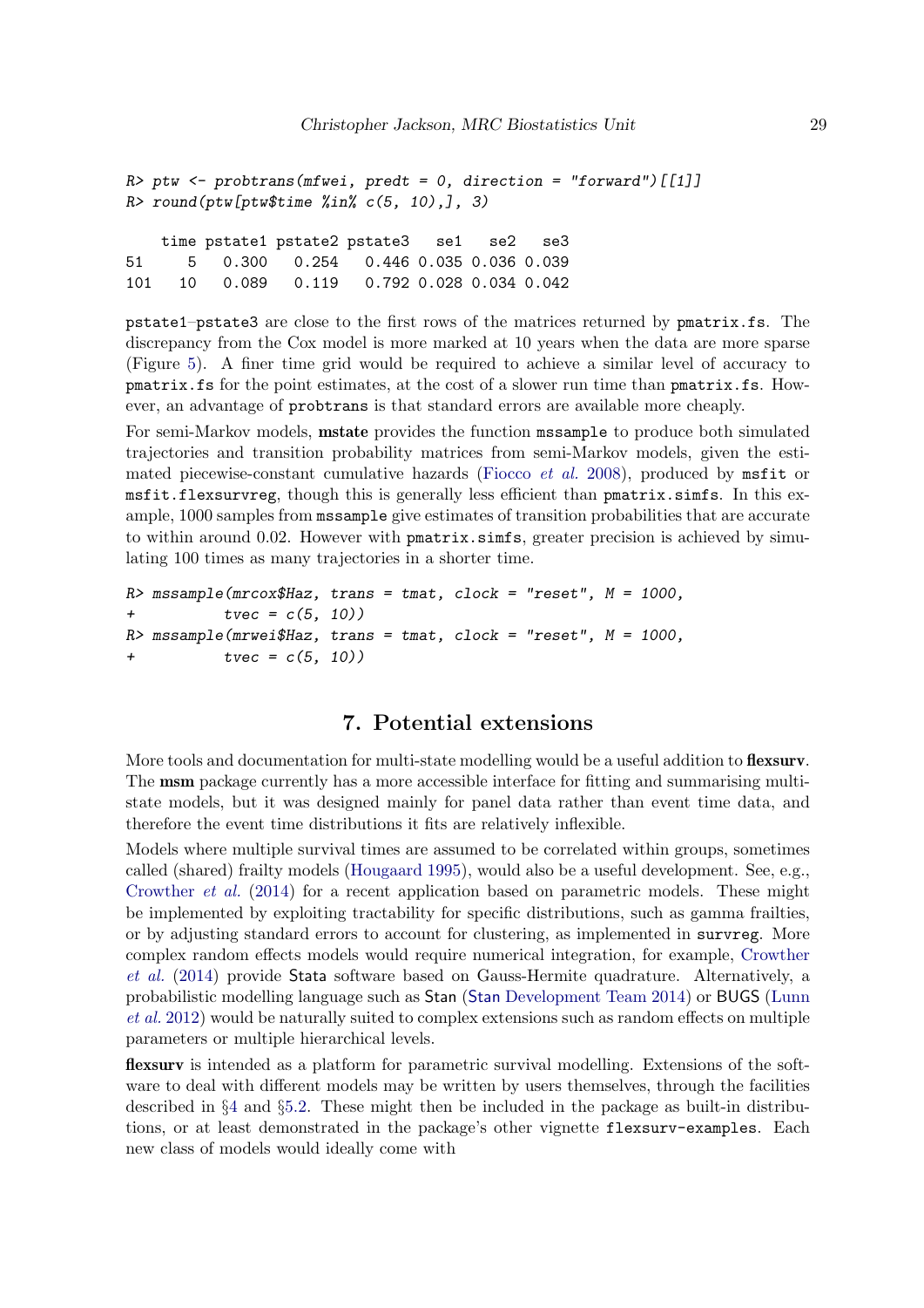```
R> ptw <- probtrans(mfwei, predt = 0, direction = "forward")[[1]]
R> round(ptw[ptw$time %in% c(5, 10),], 3)

    time pstate1 pstate2 pstate3   se1   se2   se3
51     5   0.300   0.254   0.446 0.035 0.036 0.039
101   10   0.089   0.119   0.792 0.028 0.034 0.042
```

pstate1–pstate3 are close to the first rows of the matrices returned by pmatrix.fs. The discrepancy from the Cox model is more marked at 10 years when the data are more sparse (Figure 5). A finer time grid would be required to achieve a similar level of accuracy to pmatrix.fs for the point estimates, at the cost of a slower run time than pmatrix.fs. However, an advantage of probtrans is that standard errors are available more cheaply.

For semi-Markov models, **mstate** provides the function mssample to produce both simulated trajectories and transition probability matrices from semi-Markov models, given the estimated piecewise-constant cumulative hazards (Fiocco *et al.* 2008), produced by msfit or msfit.flexsurvreg, though this is generally less efficient than pmatrix.simfs. In this example, 1000 samples from mssample give estimates of transition probabilities that are accurate to within around 0.02. However with pmatrix.simfs, greater precision is achieved by simulating 100 times as many trajectories in a shorter time.

```
R> mssample(mrcox$Haz, trans = tmat, clock = "reset", M = 1000,
+          tvec = c(5, 10))
R> mssample(mrwei$Haz, trans = tmat, clock = "reset", M = 1000,
+          tvec = c(5, 10))
```

## 7. Potential extensions

More tools and documentation for multi-state modelling would be a useful addition to **flexsurv**. The **msm** package currently has a more accessible interface for fitting and summarising multi-state models, but it was designed mainly for panel data rather than event time data, and therefore the event time distributions it fits are relatively inflexible.

Models where multiple survival times are assumed to be correlated within groups, sometimes called (shared) frailty models (Hougaard 1995), would also be a useful development. See, e.g., Crowther *et al.* (2014) for a recent application based on parametric models. These might be implemented by exploiting tractability for specific distributions, such as gamma frailties, or by adjusting standard errors to account for clustering, as implemented in survreg. More complex random effects models would require numerical integration, for example, Crowther *et al.* (2014) provide Stata software based on Gauss-Hermite quadrature. Alternatively, a probabilistic modelling language such as Stan (Stan Development Team 2014) or BUGS (Lunn *et al.* 2012) would be naturally suited to complex extensions such as random effects on multiple parameters or multiple hierarchical levels.

**flexsurv** is intended as a platform for parametric survival modelling. Extensions of the software to deal with different models may be written by users themselves, through the facilities described in §4 and §5.2. These might then be included in the package as built-in distributions, or at least demonstrated in the package's other vignette flexsurv-examples. Each new class of models would ideally come with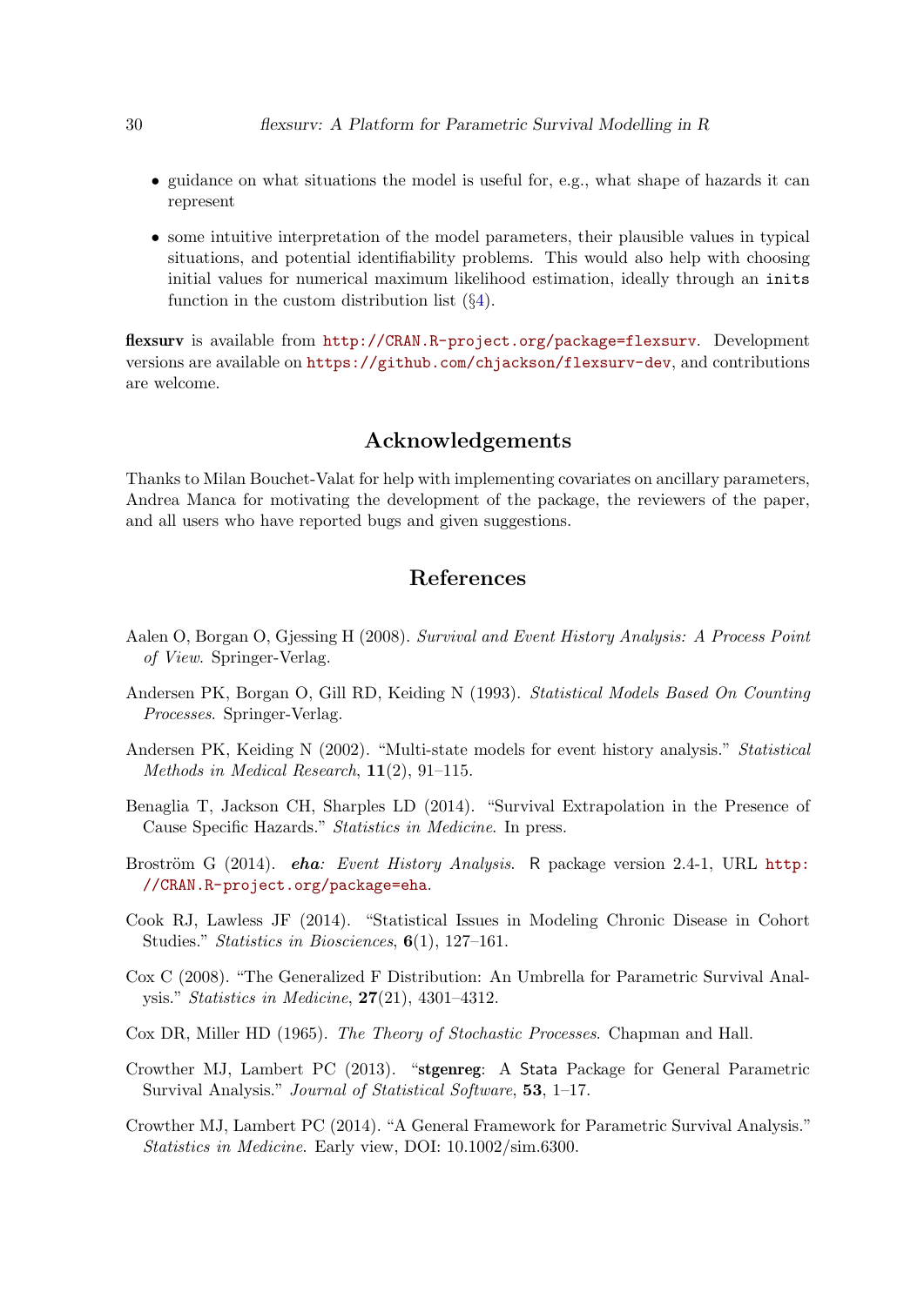- guidance on what situations the model is useful for, e.g., what shape of hazards it can represent
- some intuitive interpretation of the model parameters, their plausible values in typical situations, and potential identifiability problems. This would also help with choosing initial values for numerical maximum likelihood estimation, ideally through an `inits` function in the custom distribution list (§4).

**flexsurv** is available from http://CRAN.R-project.org/package=flexsurv. Development versions are available on https://github.com/chjackson/flexsurv-dev, and contributions are welcome.

## Acknowledgements

Thanks to Milan Bouchet-Valat for help with implementing covariates on ancillary parameters, Andrea Manca for motivating the development of the package, the reviewers of the paper, and all users who have reported bugs and given suggestions.

## References

Aalen O, Borgan O, Gjessing H (2008). *Survival and Event History Analysis: A Process Point of View*. Springer-Verlag.

Andersen PK, Borgan O, Gill RD, Keiding N (1993). *Statistical Models Based On Counting Processes*. Springer-Verlag.

Andersen PK, Keiding N (2002). "Multi-state models for event history analysis." *Statistical Methods in Medical Research*, **11**(2), 91–115.

Benaglia T, Jackson CH, Sharples LD (2014). "Survival Extrapolation in the Presence of Cause Specific Hazards." *Statistics in Medicine*. In press.

Broström G (2014). ***eha**: Event History Analysis*. R package version 2.4-1, URL http://CRAN.R-project.org/package=eha.

Cook RJ, Lawless JF (2014). "Statistical Issues in Modeling Chronic Disease in Cohort Studies." *Statistics in Biosciences*, **6**(1), 127–161.

Cox C (2008). "The Generalized F Distribution: An Umbrella for Parametric Survival Analysis." *Statistics in Medicine*, **27**(21), 4301–4312.

Cox DR, Miller HD (1965). *The Theory of Stochastic Processes*. Chapman and Hall.

Crowther MJ, Lambert PC (2013). "**stgenreg**: A Stata Package for General Parametric Survival Analysis." *Journal of Statistical Software*, **53**, 1–17.

Crowther MJ, Lambert PC (2014). "A General Framework for Parametric Survival Analysis." *Statistics in Medicine*. Early view, DOI: 10.1002/sim.6300.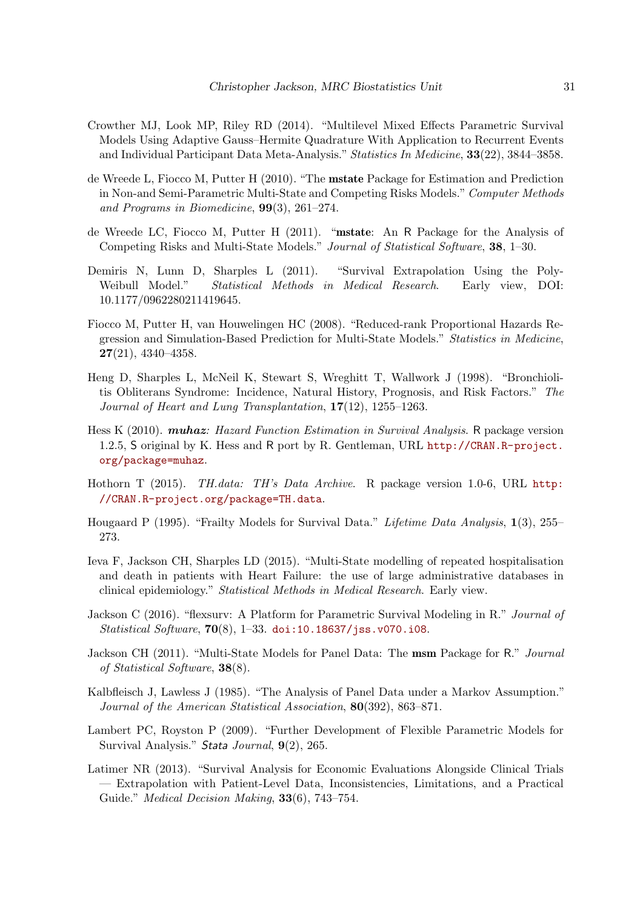Crowther MJ, Look MP, Riley RD (2014). "Multilevel Mixed Effects Parametric Survival Models Using Adaptive Gauss–Hermite Quadrature With Application to Recurrent Events and Individual Participant Data Meta-Analysis." *Statistics In Medicine*, **33**(22), 3844–3858.

de Wreede L, Fiocco M, Putter H (2010). "The **mstate** Package for Estimation and Prediction in Non-and Semi-Parametric Multi-State and Competing Risks Models." *Computer Methods and Programs in Biomedicine*, **99**(3), 261–274.

de Wreede LC, Fiocco M, Putter H (2011). "**mstate**: An R Package for the Analysis of Competing Risks and Multi-State Models." *Journal of Statistical Software*, **38**, 1–30.

Demiris N, Lunn D, Sharples L (2011). "Survival Extrapolation Using the Poly-Weibull Model." *Statistical Methods in Medical Research*. Early view, DOI: 10.1177/0962280211419645.

Fiocco M, Putter H, van Houwelingen HC (2008). "Reduced-rank Proportional Hazards Regression and Simulation-Based Prediction for Multi-State Models." *Statistics in Medicine*, **27**(21), 4340–4358.

Heng D, Sharples L, McNeil K, Stewart S, Wreghitt T, Wallwork J (1998). "Bronchiolitis Obliterans Syndrome: Incidence, Natural History, Prognosis, and Risk Factors." *The Journal of Heart and Lung Transplantation*, **17**(12), 1255–1263.

Hess K (2010). ***muhaz****: Hazard Function Estimation in Survival Analysis*. R package version 1.2.5, S original by K. Hess and R port by R. Gentleman, URL http://CRAN.R-project.org/package=muhaz.

Hothorn T (2015). *TH.data: TH's Data Archive*. R package version 1.0-6, URL http://CRAN.R-project.org/package=TH.data.

Hougaard P (1995). "Frailty Models for Survival Data." *Lifetime Data Analysis*, **1**(3), 255–273.

Ieva F, Jackson CH, Sharples LD (2015). "Multi-State modelling of repeated hospitalisation and death in patients with Heart Failure: the use of large administrative databases in clinical epidemiology." *Statistical Methods in Medical Research*. Early view.

Jackson C (2016). "flexsurv: A Platform for Parametric Survival Modeling in R." *Journal of Statistical Software*, **70**(8), 1–33. doi:10.18637/jss.v070.i08.

Jackson CH (2011). "Multi-State Models for Panel Data: The **msm** Package for R." *Journal of Statistical Software*, **38**(8).

Kalbfleisch J, Lawless J (1985). "The Analysis of Panel Data under a Markov Assumption." *Journal of the American Statistical Association*, **80**(392), 863–871.

Lambert PC, Royston P (2009). "Further Development of Flexible Parametric Models for Survival Analysis." *Stata Journal*, **9**(2), 265.

Latimer NR (2013). "Survival Analysis for Economic Evaluations Alongside Clinical Trials — Extrapolation with Patient-Level Data, Inconsistencies, Limitations, and a Practical Guide." *Medical Decision Making*, **33**(6), 743–754.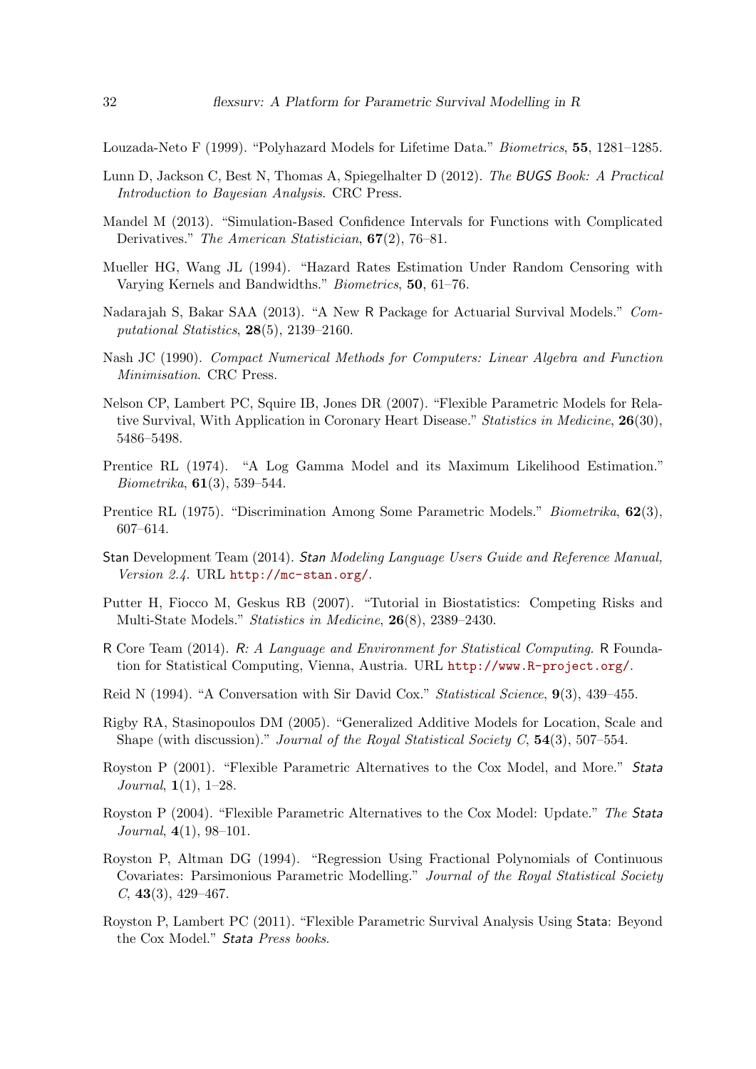Louzada-Neto F (1999). "Polyhazard Models for Lifetime Data." *Biometrics*, **55**, 1281–1285.

Lunn D, Jackson C, Best N, Thomas A, Spiegelhalter D (2012). *The BUGS Book: A Practical Introduction to Bayesian Analysis*. CRC Press.

Mandel M (2013). "Simulation-Based Confidence Intervals for Functions with Complicated Derivatives." *The American Statistician*, **67**(2), 76–81.

Mueller HG, Wang JL (1994). "Hazard Rates Estimation Under Random Censoring with Varying Kernels and Bandwidths." *Biometrics*, **50**, 61–76.

Nadarajah S, Bakar SAA (2013). "A New R Package for Actuarial Survival Models." *Computational Statistics*, **28**(5), 2139–2160.

Nash JC (1990). *Compact Numerical Methods for Computers: Linear Algebra and Function Minimisation*. CRC Press.

Nelson CP, Lambert PC, Squire IB, Jones DR (2007). "Flexible Parametric Models for Relative Survival, With Application in Coronary Heart Disease." *Statistics in Medicine*, **26**(30), 5486–5498.

Prentice RL (1974). "A Log Gamma Model and its Maximum Likelihood Estimation." *Biometrika*, **61**(3), 539–544.

Prentice RL (1975). "Discrimination Among Some Parametric Models." *Biometrika*, **62**(3), 607–614.

Stan Development Team (2014). *Stan Modeling Language Users Guide and Reference Manual, Version 2.4*. URL http://mc-stan.org/.

Putter H, Fiocco M, Geskus RB (2007). "Tutorial in Biostatistics: Competing Risks and Multi-State Models." *Statistics in Medicine*, **26**(8), 2389–2430.

R Core Team (2014). *R: A Language and Environment for Statistical Computing*. R Foundation for Statistical Computing, Vienna, Austria. URL http://www.R-project.org/.

Reid N (1994). "A Conversation with Sir David Cox." *Statistical Science*, **9**(3), 439–455.

Rigby RA, Stasinopoulos DM (2005). "Generalized Additive Models for Location, Scale and Shape (with discussion)." *Journal of the Royal Statistical Society C*, **54**(3), 507–554.

Royston P (2001). "Flexible Parametric Alternatives to the Cox Model, and More." *Stata Journal*, **1**(1), 1–28.

Royston P (2004). "Flexible Parametric Alternatives to the Cox Model: Update." *The Stata Journal*, **4**(1), 98–101.

Royston P, Altman DG (1994). "Regression Using Fractional Polynomials of Continuous Covariates: Parsimonious Parametric Modelling." *Journal of the Royal Statistical Society C*, **43**(3), 429–467.

Royston P, Lambert PC (2011). "Flexible Parametric Survival Analysis Using Stata: Beyond the Cox Model." *Stata Press books*.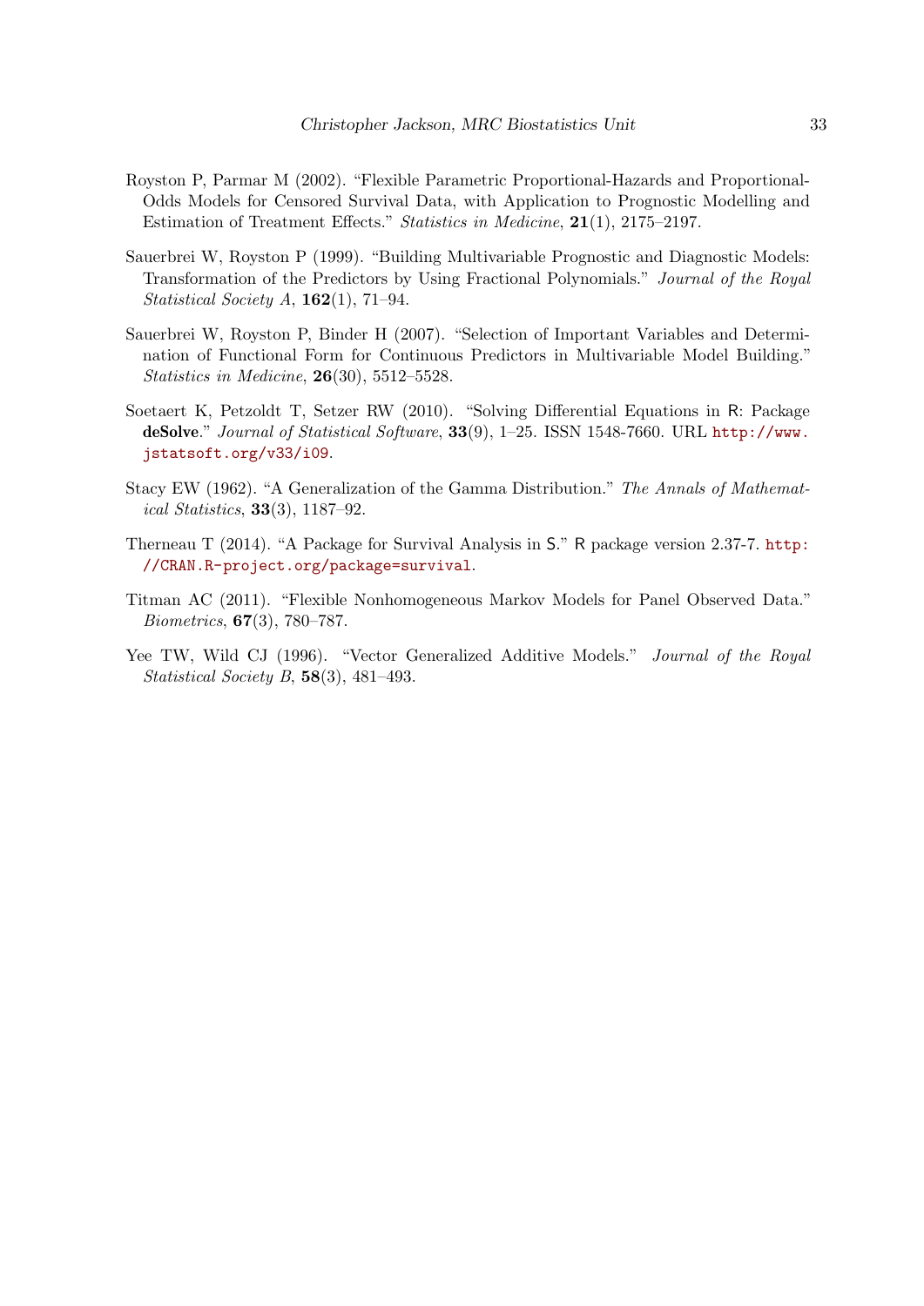Royston P, Parmar M (2002). "Flexible Parametric Proportional-Hazards and Proportional-Odds Models for Censored Survival Data, with Application to Prognostic Modelling and Estimation of Treatment Effects." *Statistics in Medicine*, **21**(1), 2175–2197.

Sauerbrei W, Royston P (1999). "Building Multivariable Prognostic and Diagnostic Models: Transformation of the Predictors by Using Fractional Polynomials." *Journal of the Royal Statistical Society A*, **162**(1), 71–94.

Sauerbrei W, Royston P, Binder H (2007). "Selection of Important Variables and Determination of Functional Form for Continuous Predictors in Multivariable Model Building." *Statistics in Medicine*, **26**(30), 5512–5528.

Soetaert K, Petzoldt T, Setzer RW (2010). "Solving Differential Equations in R: Package **deSolve**." *Journal of Statistical Software*, **33**(9), 1–25. ISSN 1548-7660. URL http://www.jstatsoft.org/v33/i09.

Stacy EW (1962). "A Generalization of the Gamma Distribution." *The Annals of Mathematical Statistics*, **33**(3), 1187–92.

Therneau T (2014). "A Package for Survival Analysis in S." R package version 2.37-7. http://CRAN.R-project.org/package=survival.

Titman AC (2011). "Flexible Nonhomogeneous Markov Models for Panel Observed Data." *Biometrics*, **67**(3), 780–787.

Yee TW, Wild CJ (1996). "Vector Generalized Additive Models." *Journal of the Royal Statistical Society B*, **58**(3), 481–493.